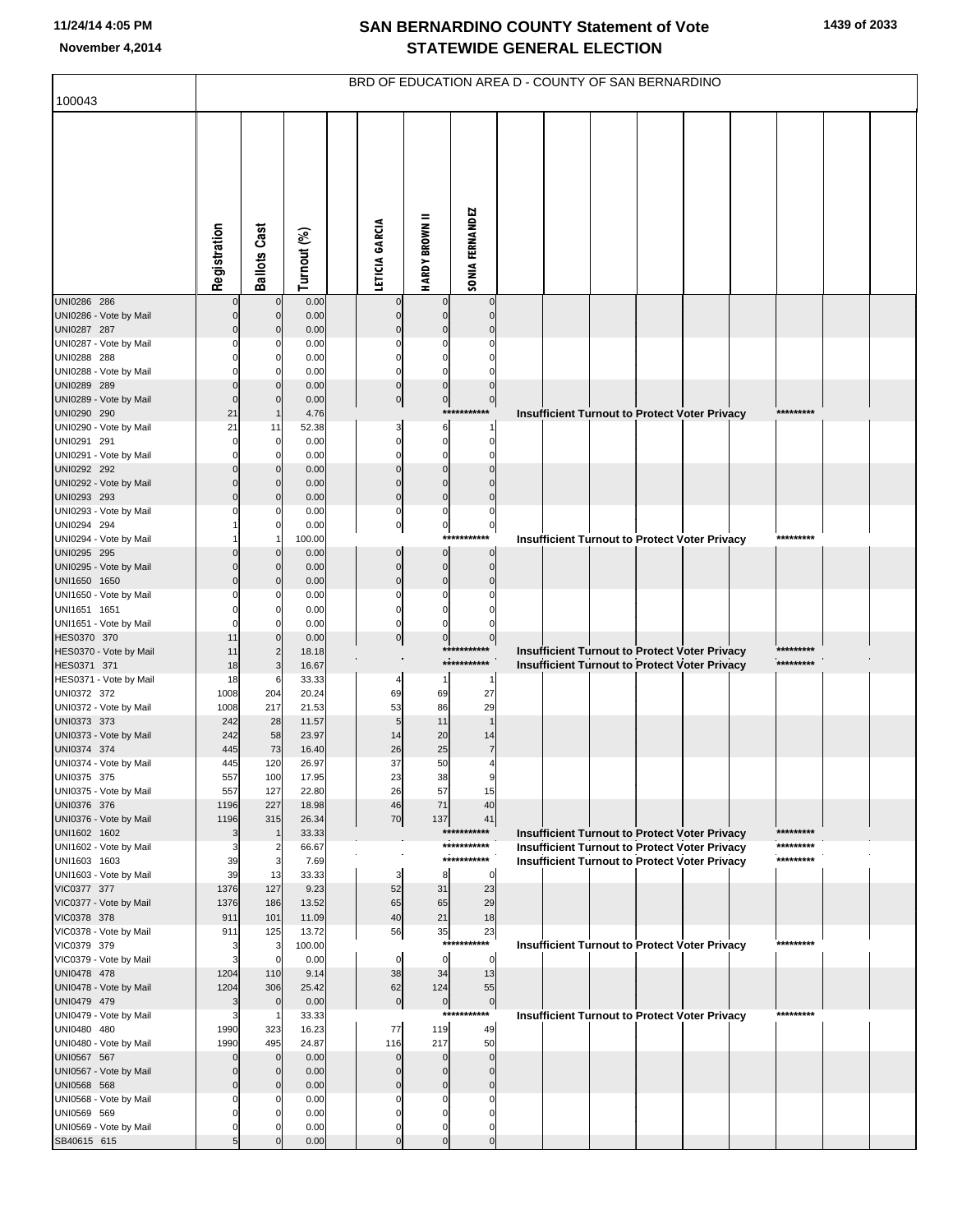# SAN BERNARDINO COUNTY Statement of Vote
# STATEWIDE GENERAL ELECTION

November 4,2014

## BRD OF EDUCATION AREA D - COUNTY OF SAN BERNARDINO

100043

| | Registration | Ballots Cast | Turnout (%) | LETICIA GARCIA | HARDY BROWN II | SONIA FERNANDEZ | |
|---|---|---|---|---|---|---|---|
| UNI0286 286 | 0 | 0 | 0.00 | 0 | 0 | 0 | |
| UNI0286 - Vote by Mail | 0 | 0 | 0.00 | 0 | 0 | 0 | |
| UNI0287 287 | 0 | 0 | 0.00 | 0 | 0 | 0 | |
| UNI0287 - Vote by Mail | 0 | 0 | 0.00 | 0 | 0 | 0 | |
| UNI0288 288 | 0 | 0 | 0.00 | 0 | 0 | 0 | |
| UNI0288 - Vote by Mail | 0 | 0 | 0.00 | 0 | 0 | 0 | |
| UNI0289 289 | 0 | 0 | 0.00 | 0 | 0 | 0 | |
| UNI0289 - Vote by Mail | 0 | 0 | 0.00 | 0 | 0 | 0 | |
| UNI0290 290 | 21 | 1 | 4.76 | | | *********** | Insufficient Turnout to Protect Voter Privacy ********* |
| UNI0290 - Vote by Mail | 21 | 11 | 52.38 | 3 | 6 | 1 | |
| UNI0291 291 | 0 | 0 | 0.00 | 0 | 0 | 0 | |
| UNI0291 - Vote by Mail | 0 | 0 | 0.00 | 0 | 0 | 0 | |
| UNI0292 292 | 0 | 0 | 0.00 | 0 | 0 | 0 | |
| UNI0292 - Vote by Mail | 0 | 0 | 0.00 | 0 | 0 | 0 | |
| UNI0293 293 | 0 | 0 | 0.00 | 0 | 0 | 0 | |
| UNI0293 - Vote by Mail | 0 | 0 | 0.00 | 0 | 0 | 0 | |
| UNI0294 294 | 1 | 0 | 0.00 | 0 | 0 | 0 | |
| UNI0294 - Vote by Mail | 1 | 1 | 100.00 | | | *********** | Insufficient Turnout to Protect Voter Privacy ********* |
| UNI0295 295 | 0 | 0 | 0.00 | 0 | 0 | 0 | |
| UNI0295 - Vote by Mail | 0 | 0 | 0.00 | 0 | 0 | 0 | |
| UNI1650 1650 | 0 | 0 | 0.00 | 0 | 0 | 0 | |
| UNI1650 - Vote by Mail | 0 | 0 | 0.00 | 0 | 0 | 0 | |
| UNI1651 1651 | 0 | 0 | 0.00 | 0 | 0 | 0 | |
| UNI1651 - Vote by Mail | 0 | 0 | 0.00 | 0 | 0 | 0 | |
| HES0370 370 | 11 | 0 | 0.00 | 0 | 0 | 0 | |
| HES0370 - Vote by Mail | 11 | 2 | 18.18 | | | *********** | Insufficient Turnout to Protect Voter Privacy ********* |
| HES0371 371 | 18 | 3 | 16.67 | | | *********** | Insufficient Turnout to Protect Voter Privacy ********* |
| HES0371 - Vote by Mail | 18 | 6 | 33.33 | 4 | 1 | 1 | |
| UNI0372 372 | 1008 | 204 | 20.24 | 69 | 69 | 27 | |
| UNI0372 - Vote by Mail | 1008 | 217 | 21.53 | 53 | 86 | 29 | |
| UNI0373 373 | 242 | 28 | 11.57 | 5 | 11 | 1 | |
| UNI0373 - Vote by Mail | 242 | 58 | 23.97 | 14 | 20 | 14 | |
| UNI0374 374 | 445 | 73 | 16.40 | 26 | 25 | 7 | |
| UNI0374 - Vote by Mail | 445 | 120 | 26.97 | 37 | 50 | 4 | |
| UNI0375 375 | 557 | 100 | 17.95 | 23 | 38 | 9 | |
| UNI0375 - Vote by Mail | 557 | 127 | 22.80 | 26 | 57 | 15 | |
| UNI0376 376 | 1196 | 227 | 18.98 | 46 | 71 | 40 | |
| UNI0376 - Vote by Mail | 1196 | 315 | 26.34 | 70 | 137 | 41 | |
| UNI1602 1602 | 3 | 1 | 33.33 | | | *********** | Insufficient Turnout to Protect Voter Privacy ********* |
| UNI1602 - Vote by Mail | 3 | 2 | 66.67 | | | *********** | Insufficient Turnout to Protect Voter Privacy ********* |
| UNI1603 1603 | 39 | 3 | 7.69 | | | *********** | Insufficient Turnout to Protect Voter Privacy ********* |
| UNI1603 - Vote by Mail | 39 | 13 | 33.33 | 3 | 8 | 0 | |
| VIC0377 377 | 1376 | 127 | 9.23 | 52 | 31 | 23 | |
| VIC0377 - Vote by Mail | 1376 | 186 | 13.52 | 65 | 65 | 29 | |
| VIC0378 378 | 911 | 101 | 11.09 | 40 | 21 | 18 | |
| VIC0378 - Vote by Mail | 911 | 125 | 13.72 | 56 | 35 | 23 | |
| VIC0379 379 | 3 | 3 | 100.00 | | | *********** | Insufficient Turnout to Protect Voter Privacy ********* |
| VIC0379 - Vote by Mail | 3 | 0 | 0.00 | 0 | 0 | 0 | |
| UNI0478 478 | 1204 | 110 | 9.14 | 38 | 34 | 13 | |
| UNI0478 - Vote by Mail | 1204 | 306 | 25.42 | 62 | 124 | 55 | |
| UNI0479 479 | 3 | 0 | 0.00 | 0 | 0 | 0 | |
| UNI0479 - Vote by Mail | 3 | 1 | 33.33 | | | *********** | Insufficient Turnout to Protect Voter Privacy ********* |
| UNI0480 480 | 1990 | 323 | 16.23 | 77 | 119 | 49 | |
| UNI0480 - Vote by Mail | 1990 | 495 | 24.87 | 116 | 217 | 50 | |
| UNI0567 567 | 0 | 0 | 0.00 | 0 | 0 | 0 | |
| UNI0567 - Vote by Mail | 0 | 0 | 0.00 | 0 | 0 | 0 | |
| UNI0568 568 | 0 | 0 | 0.00 | 0 | 0 | 0 | |
| UNI0568 - Vote by Mail | 0 | 0 | 0.00 | 0 | 0 | 0 | |
| UNI0569 569 | 0 | 0 | 0.00 | 0 | 0 | 0 | |
| UNI0569 - Vote by Mail | 0 | 0 | 0.00 | 0 | 0 | 0 | |
| SB40615 615 | 5 | 0 | 0.00 | 0 | 0 | 0 | |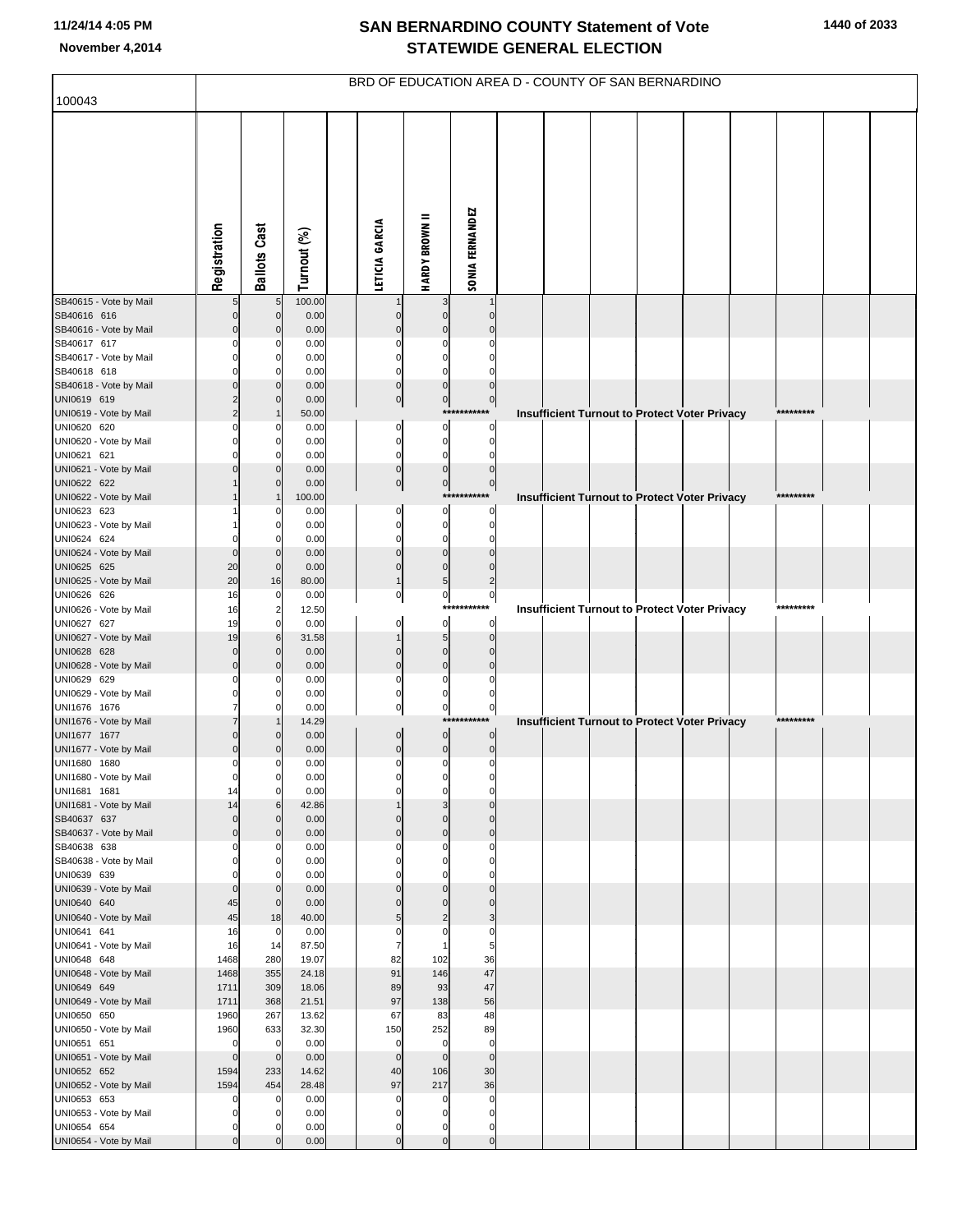# SAN BERNARDINO COUNTY Statement of Vote
## STATEWIDE GENERAL ELECTION

November 4,2014

### BRD OF EDUCATION AREA D - COUNTY OF SAN BERNARDINO

100043

| | Registration | Ballots Cast | Turnout (%) | LETICIA GARCIA | HARDY BROWN II | SONIA FERNANDEZ |
|---|---|---|---|---|---|---|
| SB40615 - Vote by Mail | 5 | 5 | 100.00 | 1 | 3 | 1 |
| SB40616 616 | 0 | 0 | 0.00 | 0 | 0 | 0 |
| SB40616 - Vote by Mail | 0 | 0 | 0.00 | 0 | 0 | 0 |
| SB40617 617 | 0 | 0 | 0.00 | 0 | 0 | 0 |
| SB40617 - Vote by Mail | 0 | 0 | 0.00 | 0 | 0 | 0 |
| SB40618 618 | 0 | 0 | 0.00 | 0 | 0 | 0 |
| SB40618 - Vote by Mail | 0 | 0 | 0.00 | 0 | 0 | 0 |
| UNI0619 619 | 2 | 0 | 0.00 | 0 | 0 | 0 |
| UNI0619 - Vote by Mail | 2 | 1 | 50.00 | | | *********** Insufficient Turnout to Protect Voter Privacy ********* |
| UNI0620 620 | 0 | 0 | 0.00 | 0 | 0 | 0 |
| UNI0620 - Vote by Mail | 0 | 0 | 0.00 | 0 | 0 | 0 |
| UNI0621 621 | 0 | 0 | 0.00 | 0 | 0 | 0 |
| UNI0621 - Vote by Mail | 0 | 0 | 0.00 | 0 | 0 | 0 |
| UNI0622 622 | 1 | 0 | 0.00 | 0 | 0 | 0 |
| UNI0622 - Vote by Mail | 1 | 1 | 100.00 | | | *********** Insufficient Turnout to Protect Voter Privacy ********* |
| UNI0623 623 | 1 | 0 | 0.00 | 0 | 0 | 0 |
| UNI0623 - Vote by Mail | 1 | 0 | 0.00 | 0 | 0 | 0 |
| UNI0624 624 | 0 | 0 | 0.00 | 0 | 0 | 0 |
| UNI0624 - Vote by Mail | 0 | 0 | 0.00 | 0 | 0 | 0 |
| UNI0625 625 | 20 | 0 | 0.00 | 0 | 0 | 0 |
| UNI0625 - Vote by Mail | 20 | 16 | 80.00 | 1 | 5 | 2 |
| UNI0626 626 | 16 | 0 | 0.00 | 0 | 0 | 0 |
| UNI0626 - Vote by Mail | 16 | 2 | 12.50 | | | *********** Insufficient Turnout to Protect Voter Privacy ********* |
| UNI0627 627 | 19 | 0 | 0.00 | 0 | 0 | 0 |
| UNI0627 - Vote by Mail | 19 | 6 | 31.58 | 1 | 5 | 0 |
| UNI0628 628 | 0 | 0 | 0.00 | 0 | 0 | 0 |
| UNI0628 - Vote by Mail | 0 | 0 | 0.00 | 0 | 0 | 0 |
| UNI0629 629 | 0 | 0 | 0.00 | 0 | 0 | 0 |
| UNI0629 - Vote by Mail | 0 | 0 | 0.00 | 0 | 0 | 0 |
| UNI1676 1676 | 7 | 0 | 0.00 | 0 | 0 | 0 |
| UNI1676 - Vote by Mail | 7 | 1 | 14.29 | | | *********** Insufficient Turnout to Protect Voter Privacy ********* |
| UNI1677 1677 | 0 | 0 | 0.00 | 0 | 0 | 0 |
| UNI1677 - Vote by Mail | 0 | 0 | 0.00 | 0 | 0 | 0 |
| UNI1680 1680 | 0 | 0 | 0.00 | 0 | 0 | 0 |
| UNI1680 - Vote by Mail | 0 | 0 | 0.00 | 0 | 0 | 0 |
| UNI1681 1681 | 14 | 0 | 0.00 | 0 | 0 | 0 |
| UNI1681 - Vote by Mail | 14 | 6 | 42.86 | 1 | 3 | 0 |
| SB40637 637 | 0 | 0 | 0.00 | 0 | 0 | 0 |
| SB40637 - Vote by Mail | 0 | 0 | 0.00 | 0 | 0 | 0 |
| SB40638 638 | 0 | 0 | 0.00 | 0 | 0 | 0 |
| SB40638 - Vote by Mail | 0 | 0 | 0.00 | 0 | 0 | 0 |
| UNI0639 639 | 0 | 0 | 0.00 | 0 | 0 | 0 |
| UNI0639 - Vote by Mail | 0 | 0 | 0.00 | 0 | 0 | 0 |
| UNI0640 640 | 45 | 0 | 0.00 | 0 | 0 | 0 |
| UNI0640 - Vote by Mail | 45 | 18 | 40.00 | 5 | 2 | 3 |
| UNI0641 641 | 16 | 0 | 0.00 | 0 | 0 | 0 |
| UNI0641 - Vote by Mail | 16 | 14 | 87.50 | 7 | 1 | 5 |
| UNI0648 648 | 1468 | 280 | 19.07 | 82 | 102 | 36 |
| UNI0648 - Vote by Mail | 1468 | 355 | 24.18 | 91 | 146 | 47 |
| UNI0649 649 | 1711 | 309 | 18.06 | 89 | 93 | 47 |
| UNI0649 - Vote by Mail | 1711 | 368 | 21.51 | 97 | 138 | 56 |
| UNI0650 650 | 1960 | 267 | 13.62 | 67 | 83 | 48 |
| UNI0650 - Vote by Mail | 1960 | 633 | 32.30 | 150 | 252 | 89 |
| UNI0651 651 | 0 | 0 | 0.00 | 0 | 0 | 0 |
| UNI0651 - Vote by Mail | 0 | 0 | 0.00 | 0 | 0 | 0 |
| UNI0652 652 | 1594 | 233 | 14.62 | 40 | 106 | 30 |
| UNI0652 - Vote by Mail | 1594 | 454 | 28.48 | 97 | 217 | 36 |
| UNI0653 653 | 0 | 0 | 0.00 | 0 | 0 | 0 |
| UNI0653 - Vote by Mail | 0 | 0 | 0.00 | 0 | 0 | 0 |
| UNI0654 654 | 0 | 0 | 0.00 | 0 | 0 | 0 |
| UNI0654 - Vote by Mail | 0 | 0 | 0.00 | 0 | 0 | 0 |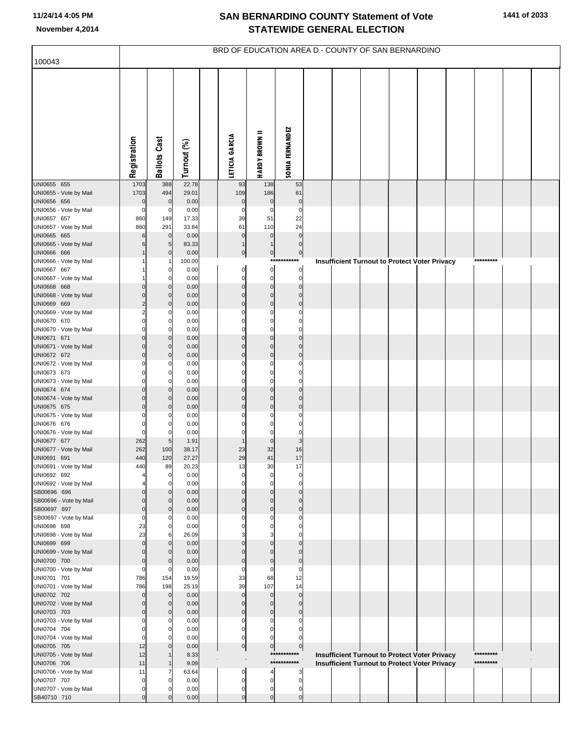# SAN BERNARDINO COUNTY Statement of Vote
## STATEWIDE GENERAL ELECTION

November 4,2014

BRD OF EDUCATION AREA D - COUNTY OF SAN BERNARDINO

100043

| | Registration | Ballots Cast | Turnout (%) | LETICIA GARCIA | HARDY BROWN II | SONIA FERNANDEZ |
|---|---|---|---|---|---|---|
| UNI0655 655 | 1703 | 388 | 22.78 | 93 | 138 | 53 |
| UNI0655 - Vote by Mail | 1703 | 494 | 29.01 | 109 | 186 | 61 |
| UNI0656 656 | 0 | 0 | 0.00 | 0 | 0 | 0 |
| UNI0656 - Vote by Mail | 0 | 0 | 0.00 | 0 | 0 | 0 |
| UNI0657 657 | 860 | 149 | 17.33 | 39 | 51 | 22 |
| UNI0657 - Vote by Mail | 860 | 291 | 33.84 | 61 | 110 | 24 |
| UNI0665 665 | 6 | 0 | 0.00 | 0 | 0 | 0 |
| UNI0665 - Vote by Mail | 6 | 5 | 83.33 | 1 | 1 | 0 |
| UNI0666 666 | 1 | 0 | 0.00 | 0 | 0 | 0 |
| UNI0666 - Vote by Mail | 1 | 1 | 100.00 | *********** Insufficient Turnout to Protect Voter Privacy ********* | | |
| UNI0667 667 | 1 | 0 | 0.00 | 0 | 0 | 0 |
| UNI0667 - Vote by Mail | 1 | 0 | 0.00 | 0 | 0 | 0 |
| UNI0668 668 | 0 | 0 | 0.00 | 0 | 0 | 0 |
| UNI0668 - Vote by Mail | 0 | 0 | 0.00 | 0 | 0 | 0 |
| UNI0669 669 | 2 | 0 | 0.00 | 0 | 0 | 0 |
| UNI0669 - Vote by Mail | 2 | 0 | 0.00 | 0 | 0 | 0 |
| UNI0670 670 | 0 | 0 | 0.00 | 0 | 0 | 0 |
| UNI0670 - Vote by Mail | 0 | 0 | 0.00 | 0 | 0 | 0 |
| UNI0671 671 | 0 | 0 | 0.00 | 0 | 0 | 0 |
| UNI0671 - Vote by Mail | 0 | 0 | 0.00 | 0 | 0 | 0 |
| UNI0672 672 | 0 | 0 | 0.00 | 0 | 0 | 0 |
| UNI0672 - Vote by Mail | 0 | 0 | 0.00 | 0 | 0 | 0 |
| UNI0673 673 | 0 | 0 | 0.00 | 0 | 0 | 0 |
| UNI0673 - Vote by Mail | 0 | 0 | 0.00 | 0 | 0 | 0 |
| UNI0674 674 | 0 | 0 | 0.00 | 0 | 0 | 0 |
| UNI0674 - Vote by Mail | 0 | 0 | 0.00 | 0 | 0 | 0 |
| UNI0675 675 | 0 | 0 | 0.00 | 0 | 0 | 0 |
| UNI0675 - Vote by Mail | 0 | 0 | 0.00 | 0 | 0 | 0 |
| UNI0676 676 | 0 | 0 | 0.00 | 0 | 0 | 0 |
| UNI0676 - Vote by Mail | 0 | 0 | 0.00 | 0 | 0 | 0 |
| UNI0677 677 | 262 | 5 | 1.91 | 1 | 0 | 3 |
| UNI0677 - Vote by Mail | 262 | 100 | 38.17 | 23 | 32 | 16 |
| UNI0691 691 | 440 | 120 | 27.27 | 29 | 41 | 17 |
| UNI0691 - Vote by Mail | 440 | 89 | 20.23 | 13 | 30 | 17 |
| UNI0692 692 | 4 | 0 | 0.00 | 0 | 0 | 0 |
| UNI0692 - Vote by Mail | 4 | 0 | 0.00 | 0 | 0 | 0 |
| SB00696 696 | 0 | 0 | 0.00 | 0 | 0 | 0 |
| SB00696 - Vote by Mail | 0 | 0 | 0.00 | 0 | 0 | 0 |
| SB00697 697 | 0 | 0 | 0.00 | 0 | 0 | 0 |
| SB00697 - Vote by Mail | 0 | 0 | 0.00 | 0 | 0 | 0 |
| UNI0698 698 | 23 | 0 | 0.00 | 0 | 0 | 0 |
| UNI0698 - Vote by Mail | 23 | 6 | 26.09 | 3 | 3 | 0 |
| UNI0699 699 | 0 | 0 | 0.00 | 0 | 0 | 0 |
| UNI0699 - Vote by Mail | 0 | 0 | 0.00 | 0 | 0 | 0 |
| UNI0700 700 | 0 | 0 | 0.00 | 0 | 0 | 0 |
| UNI0700 - Vote by Mail | 0 | 0 | 0.00 | 0 | 0 | 0 |
| UNI0701 701 | 786 | 154 | 19.59 | 33 | 68 | 12 |
| UNI0701 - Vote by Mail | 786 | 198 | 25.19 | 39 | 107 | 14 |
| UNI0702 702 | 0 | 0 | 0.00 | 0 | 0 | 0 |
| UNI0702 - Vote by Mail | 0 | 0 | 0.00 | 0 | 0 | 0 |
| UNI0703 703 | 0 | 0 | 0.00 | 0 | 0 | 0 |
| UNI0703 - Vote by Mail | 0 | 0 | 0.00 | 0 | 0 | 0 |
| UNI0704 704 | 0 | 0 | 0.00 | 0 | 0 | 0 |
| UNI0704 - Vote by Mail | 0 | 0 | 0.00 | 0 | 0 | 0 |
| UNI0705 705 | 12 | 0 | 0.00 | 0 | 0 | 0 |
| UNI0705 - Vote by Mail | 12 | 1 | 8.33 | *********** Insufficient Turnout to Protect Voter Privacy ********* | | |
| UNI0706 706 | 11 | 1 | 9.09 | *********** Insufficient Turnout to Protect Voter Privacy ********* | | |
| UNI0706 - Vote by Mail | 11 | 7 | 63.64 | 0 | 4 | 3 |
| UNI0707 707 | 0 | 0 | 0.00 | 0 | 0 | 0 |
| UNI0707 - Vote by Mail | 0 | 0 | 0.00 | 0 | 0 | 0 |
| SB40710 710 | 0 | 0 | 0.00 | 0 | 0 | 0 |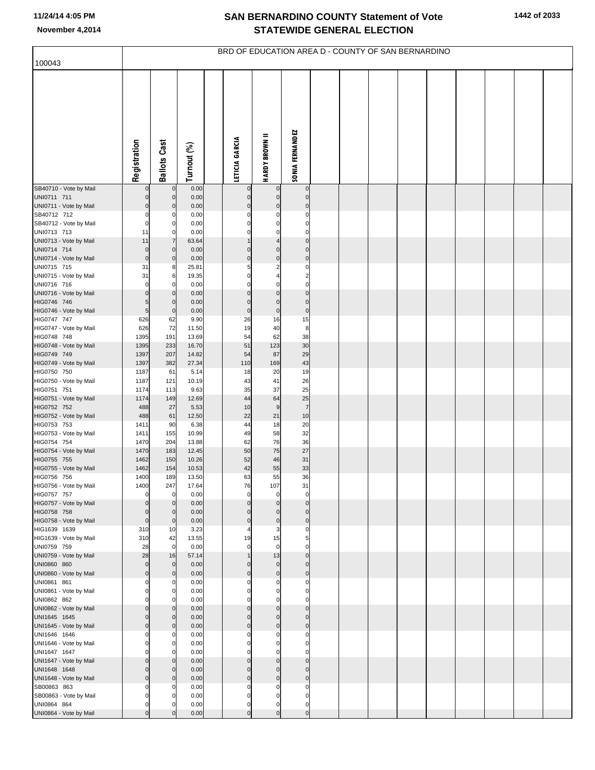# SAN BERNARDINO COUNTY Statement of Vote
## STATEWIDE GENERAL ELECTION

November 4,2014

BRD OF EDUCATION AREA D - COUNTY OF SAN BERNARDINO

100043

| | Registration | Ballots Cast | Turnout (%) | LETICIA GARCIA | HARDY BROWN II | SONIA FERNANDEZ |
|---|---|---|---|---|---|---|
| SB40710 - Vote by Mail | 0 | 0 | 0.00 | 0 | 0 | 0 |
| UNI0711 711 | 0 | 0 | 0.00 | 0 | 0 | 0 |
| UNI0711 - Vote by Mail | 0 | 0 | 0.00 | 0 | 0 | 0 |
| SB40712 712 | 0 | 0 | 0.00 | 0 | 0 | 0 |
| SB40712 - Vote by Mail | 0 | 0 | 0.00 | 0 | 0 | 0 |
| UNI0713 713 | 11 | 0 | 0.00 | 0 | 0 | 0 |
| UNI0713 - Vote by Mail | 11 | 7 | 63.64 | 1 | 4 | 0 |
| UNI0714 714 | 0 | 0 | 0.00 | 0 | 0 | 0 |
| UNI0714 - Vote by Mail | 0 | 0 | 0.00 | 0 | 0 | 0 |
| UNI0715 715 | 31 | 8 | 25.81 | 5 | 2 | 0 |
| UNI0715 - Vote by Mail | 31 | 6 | 19.35 | 0 | 4 | 2 |
| UNI0716 716 | 0 | 0 | 0.00 | 0 | 0 | 0 |
| UNI0716 - Vote by Mail | 0 | 0 | 0.00 | 0 | 0 | 0 |
| HIG0746 746 | 5 | 0 | 0.00 | 0 | 0 | 0 |
| HIG0746 - Vote by Mail | 5 | 0 | 0.00 | 0 | 0 | 0 |
| HIG0747 747 | 626 | 62 | 9.90 | 26 | 16 | 15 |
| HIG0747 - Vote by Mail | 626 | 72 | 11.50 | 19 | 40 | 8 |
| HIG0748 748 | 1395 | 191 | 13.69 | 54 | 62 | 38 |
| HIG0748 - Vote by Mail | 1395 | 233 | 16.70 | 51 | 123 | 30 |
| HIG0749 749 | 1397 | 207 | 14.82 | 54 | 87 | 29 |
| HIG0749 - Vote by Mail | 1397 | 382 | 27.34 | 110 | 169 | 43 |
| HIG0750 750 | 1187 | 61 | 5.14 | 18 | 20 | 19 |
| HIG0750 - Vote by Mail | 1187 | 121 | 10.19 | 43 | 41 | 26 |
| HIG0751 751 | 1174 | 113 | 9.63 | 35 | 37 | 25 |
| HIG0751 - Vote by Mail | 1174 | 149 | 12.69 | 44 | 64 | 25 |
| HIG0752 752 | 488 | 27 | 5.53 | 10 | 9 | 7 |
| HIG0752 - Vote by Mail | 488 | 61 | 12.50 | 22 | 21 | 10 |
| HIG0753 753 | 1411 | 90 | 6.38 | 44 | 18 | 20 |
| HIG0753 - Vote by Mail | 1411 | 155 | 10.99 | 49 | 58 | 32 |
| HIG0754 754 | 1470 | 204 | 13.88 | 62 | 76 | 36 |
| HIG0754 - Vote by Mail | 1470 | 183 | 12.45 | 50 | 75 | 27 |
| HIG0755 755 | 1462 | 150 | 10.26 | 52 | 46 | 31 |
| HIG0755 - Vote by Mail | 1462 | 154 | 10.53 | 42 | 55 | 33 |
| HIG0756 756 | 1400 | 189 | 13.50 | 63 | 55 | 36 |
| HIG0756 - Vote by Mail | 1400 | 247 | 17.64 | 76 | 107 | 31 |
| HIG0757 757 | 0 | 0 | 0.00 | 0 | 0 | 0 |
| HIG0757 - Vote by Mail | 0 | 0 | 0.00 | 0 | 0 | 0 |
| HIG0758 758 | 0 | 0 | 0.00 | 0 | 0 | 0 |
| HIG0758 - Vote by Mail | 0 | 0 | 0.00 | 0 | 0 | 0 |
| HIG1639 1639 | 310 | 10 | 3.23 | 4 | 3 | 0 |
| HIG1639 - Vote by Mail | 310 | 42 | 13.55 | 19 | 15 | 5 |
| UNI0759 759 | 28 | 0 | 0.00 | 0 | 0 | 0 |
| UNI0759 - Vote by Mail | 28 | 16 | 57.14 | 1 | 13 | 0 |
| UNI0860 860 | 0 | 0 | 0.00 | 0 | 0 | 0 |
| UNI0860 - Vote by Mail | 0 | 0 | 0.00 | 0 | 0 | 0 |
| UNI0861 861 | 0 | 0 | 0.00 | 0 | 0 | 0 |
| UNI0861 - Vote by Mail | 0 | 0 | 0.00 | 0 | 0 | 0 |
| UNI0862 862 | 0 | 0 | 0.00 | 0 | 0 | 0 |
| UNI0862 - Vote by Mail | 0 | 0 | 0.00 | 0 | 0 | 0 |
| UNI1645 1645 | 0 | 0 | 0.00 | 0 | 0 | 0 |
| UNI1645 - Vote by Mail | 0 | 0 | 0.00 | 0 | 0 | 0 |
| UNI1646 1646 | 0 | 0 | 0.00 | 0 | 0 | 0 |
| UNI1646 - Vote by Mail | 0 | 0 | 0.00 | 0 | 0 | 0 |
| UNI1647 1647 | 0 | 0 | 0.00 | 0 | 0 | 0 |
| UNI1647 - Vote by Mail | 0 | 0 | 0.00 | 0 | 0 | 0 |
| UNI1648 1648 | 0 | 0 | 0.00 | 0 | 0 | 0 |
| UNI1648 - Vote by Mail | 0 | 0 | 0.00 | 0 | 0 | 0 |
| SB00863 863 | 0 | 0 | 0.00 | 0 | 0 | 0 |
| SB00863 - Vote by Mail | 0 | 0 | 0.00 | 0 | 0 | 0 |
| UNI0864 864 | 0 | 0 | 0.00 | 0 | 0 | 0 |
| UNI0864 - Vote by Mail | 0 | 0 | 0.00 | 0 | 0 | 0 |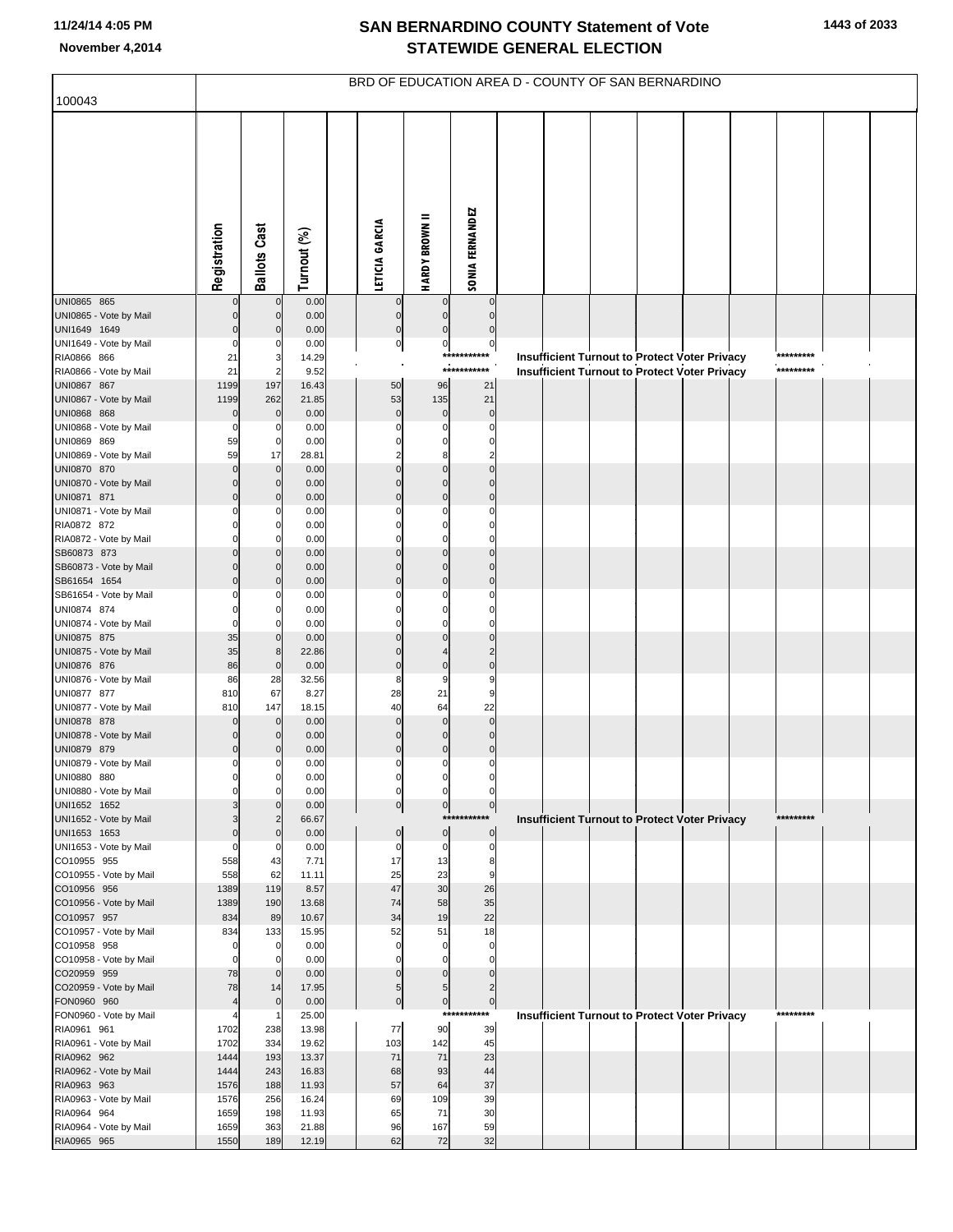# SAN BERNARDINO COUNTY Statement of Vote
## STATEWIDE GENERAL ELECTION

November 4,2014

BRD OF EDUCATION AREA D - COUNTY OF SAN BERNARDINO

100043

| | Registration | Ballots Cast | Turnout (%) | | LETICIA GARCIA | HARDY BROWN II | SONIA FERNANDEZ |
|---|---|---|---|---|---|---|---|
| UNI0865 865 | 0 | 0 | 0.00 | | 0 | 0 | 0 |
| UNI0865 - Vote by Mail | 0 | 0 | 0.00 | | 0 | 0 | 0 |
| UNI1649 1649 | 0 | 0 | 0.00 | | 0 | 0 | 0 |
| UNI1649 - Vote by Mail | 0 | 0 | 0.00 | | 0 | 0 | 0 |
| RIA0866 866 | 21 | 3 | 14.29 | | Insufficient Turnout to Protect Voter Privacy | | |
| RIA0866 - Vote by Mail | 21 | 2 | 9.52 | | Insufficient Turnout to Protect Voter Privacy | | |
| UNI0867 867 | 1199 | 197 | 16.43 | | 50 | 96 | 21 |
| UNI0867 - Vote by Mail | 1199 | 262 | 21.85 | | 53 | 135 | 21 |
| UNI0868 868 | 0 | 0 | 0.00 | | 0 | 0 | 0 |
| UNI0868 - Vote by Mail | 0 | 0 | 0.00 | | 0 | 0 | 0 |
| UNI0869 869 | 59 | 0 | 0.00 | | 0 | 0 | 0 |
| UNI0869 - Vote by Mail | 59 | 17 | 28.81 | | 2 | 8 | 2 |
| UNI0870 870 | 0 | 0 | 0.00 | | 0 | 0 | 0 |
| UNI0870 - Vote by Mail | 0 | 0 | 0.00 | | 0 | 0 | 0 |
| UNI0871 871 | 0 | 0 | 0.00 | | 0 | 0 | 0 |
| UNI0871 - Vote by Mail | 0 | 0 | 0.00 | | 0 | 0 | 0 |
| RIA0872 872 | 0 | 0 | 0.00 | | 0 | 0 | 0 |
| RIA0872 - Vote by Mail | 0 | 0 | 0.00 | | 0 | 0 | 0 |
| SB60873 873 | 0 | 0 | 0.00 | | 0 | 0 | 0 |
| SB60873 - Vote by Mail | 0 | 0 | 0.00 | | 0 | 0 | 0 |
| SB61654 1654 | 0 | 0 | 0.00 | | 0 | 0 | 0 |
| SB61654 - Vote by Mail | 0 | 0 | 0.00 | | 0 | 0 | 0 |
| UNI0874 874 | 0 | 0 | 0.00 | | 0 | 0 | 0 |
| UNI0874 - Vote by Mail | 0 | 0 | 0.00 | | 0 | 0 | 0 |
| UNI0875 875 | 35 | 0 | 0.00 | | 0 | 0 | 0 |
| UNI0875 - Vote by Mail | 35 | 8 | 22.86 | | 0 | 4 | 2 |
| UNI0876 876 | 86 | 0 | 0.00 | | 0 | 0 | 0 |
| UNI0876 - Vote by Mail | 86 | 28 | 32.56 | | 8 | 9 | 9 |
| UNI0877 877 | 810 | 67 | 8.27 | | 28 | 21 | 9 |
| UNI0877 - Vote by Mail | 810 | 147 | 18.15 | | 40 | 64 | 22 |
| UNI0878 878 | 0 | 0 | 0.00 | | 0 | 0 | 0 |
| UNI0878 - Vote by Mail | 0 | 0 | 0.00 | | 0 | 0 | 0 |
| UNI0879 879 | 0 | 0 | 0.00 | | 0 | 0 | 0 |
| UNI0879 - Vote by Mail | 0 | 0 | 0.00 | | 0 | 0 | 0 |
| UNI0880 880 | 0 | 0 | 0.00 | | 0 | 0 | 0 |
| UNI0880 - Vote by Mail | 0 | 0 | 0.00 | | 0 | 0 | 0 |
| UNI1652 1652 | 3 | 0 | 0.00 | | 0 | 0 | 0 |
| UNI1652 - Vote by Mail | 3 | 2 | 66.67 | | Insufficient Turnout to Protect Voter Privacy | | |
| UNI1653 1653 | 0 | 0 | 0.00 | | 0 | 0 | 0 |
| UNI1653 - Vote by Mail | 0 | 0 | 0.00 | | 0 | 0 | 0 |
| CO10955 955 | 558 | 43 | 7.71 | | 17 | 13 | 8 |
| CO10955 - Vote by Mail | 558 | 62 | 11.11 | | 25 | 23 | 9 |
| CO10956 956 | 1389 | 119 | 8.57 | | 47 | 30 | 26 |
| CO10956 - Vote by Mail | 1389 | 190 | 13.68 | | 74 | 58 | 35 |
| CO10957 957 | 834 | 89 | 10.67 | | 34 | 19 | 22 |
| CO10957 - Vote by Mail | 834 | 133 | 15.95 | | 52 | 51 | 18 |
| CO10958 958 | 0 | 0 | 0.00 | | 0 | 0 | 0 |
| CO10958 - Vote by Mail | 0 | 0 | 0.00 | | 0 | 0 | 0 |
| CO20959 959 | 78 | 0 | 0.00 | | 0 | 0 | 0 |
| CO20959 - Vote by Mail | 78 | 14 | 17.95 | | 5 | 5 | 2 |
| FON0960 960 | 4 | 0 | 0.00 | | 0 | 0 | 0 |
| FON0960 - Vote by Mail | 4 | 1 | 25.00 | | Insufficient Turnout to Protect Voter Privacy | | |
| RIA0961 961 | 1702 | 238 | 13.98 | | 77 | 90 | 39 |
| RIA0961 - Vote by Mail | 1702 | 334 | 19.62 | | 103 | 142 | 45 |
| RIA0962 962 | 1444 | 193 | 13.37 | | 71 | 71 | 23 |
| RIA0962 - Vote by Mail | 1444 | 243 | 16.83 | | 68 | 93 | 44 |
| RIA0963 963 | 1576 | 188 | 11.93 | | 57 | 64 | 37 |
| RIA0963 - Vote by Mail | 1576 | 256 | 16.24 | | 69 | 109 | 39 |
| RIA0964 964 | 1659 | 198 | 11.93 | | 65 | 71 | 30 |
| RIA0964 - Vote by Mail | 1659 | 363 | 21.88 | | 96 | 167 | 59 |
| RIA0965 965 | 1550 | 189 | 12.19 | | 62 | 72 | 32 |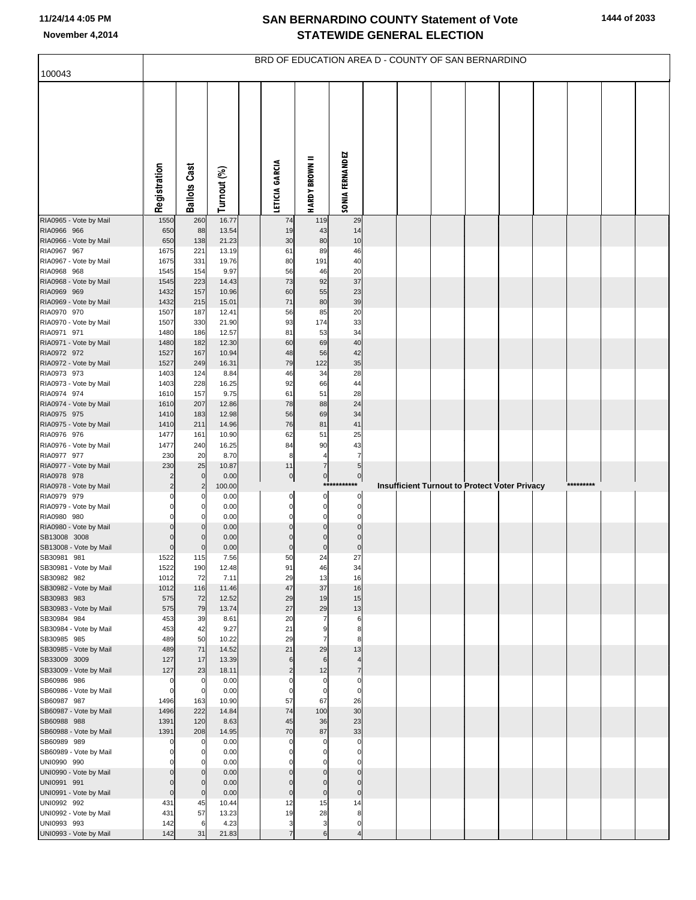# SAN BERNARDINO COUNTY Statement of Vote
# STATEWIDE GENERAL ELECTION

November 4,2014

## BRD OF EDUCATION AREA D - COUNTY OF SAN BERNARDINO

100043

| | Registration | Ballots Cast | Turnout (%) | | LETICIA GARCIA | HARDY BROWN II | SONIA FERNANDEZ |
|---|---|---|---|---|---|---|---|
| RIA0965 - Vote by Mail | 1550 | 260 | 16.77 | | 74 | 119 | 29 |
| RIA0966 966 | 650 | 88 | 13.54 | | 19 | 43 | 14 |
| RIA0966 - Vote by Mail | 650 | 138 | 21.23 | | 30 | 80 | 10 |
| RIA0967 967 | 1675 | 221 | 13.19 | | 61 | 89 | 46 |
| RIA0967 - Vote by Mail | 1675 | 331 | 19.76 | | 80 | 191 | 40 |
| RIA0968 968 | 1545 | 154 | 9.97 | | 56 | 46 | 20 |
| RIA0968 - Vote by Mail | 1545 | 223 | 14.43 | | 73 | 92 | 37 |
| RIA0969 969 | 1432 | 157 | 10.96 | | 60 | 55 | 23 |
| RIA0969 - Vote by Mail | 1432 | 215 | 15.01 | | 71 | 80 | 39 |
| RIA0970 970 | 1507 | 187 | 12.41 | | 56 | 85 | 20 |
| RIA0970 - Vote by Mail | 1507 | 330 | 21.90 | | 93 | 174 | 33 |
| RIA0971 971 | 1480 | 186 | 12.57 | | 81 | 53 | 34 |
| RIA0971 - Vote by Mail | 1480 | 182 | 12.30 | | 60 | 69 | 40 |
| RIA0972 972 | 1527 | 167 | 10.94 | | 48 | 56 | 42 |
| RIA0972 - Vote by Mail | 1527 | 249 | 16.31 | | 79 | 122 | 35 |
| RIA0973 973 | 1403 | 124 | 8.84 | | 46 | 34 | 28 |
| RIA0973 - Vote by Mail | 1403 | 228 | 16.25 | | 92 | 66 | 44 |
| RIA0974 974 | 1610 | 157 | 9.75 | | 61 | 51 | 28 |
| RIA0974 - Vote by Mail | 1610 | 207 | 12.86 | | 78 | 88 | 24 |
| RIA0975 975 | 1410 | 183 | 12.98 | | 56 | 69 | 34 |
| RIA0975 - Vote by Mail | 1410 | 211 | 14.96 | | 76 | 81 | 41 |
| RIA0976 976 | 1477 | 161 | 10.90 | | 62 | 51 | 25 |
| RIA0976 - Vote by Mail | 1477 | 240 | 16.25 | | 84 | 90 | 43 |
| RIA0977 977 | 230 | 20 | 8.70 | | 8 | 4 | 7 |
| RIA0977 - Vote by Mail | 230 | 25 | 10.87 | | 11 | 7 | 5 |
| RIA0978 978 | 2 | 0 | 0.00 | | 0 | 0 | 0 |
| RIA0978 - Vote by Mail | 2 | 2 | 100.00 | | | | *********** Insufficient Turnout to Protect Voter Privacy ********* |
| RIA0979 979 | 0 | 0 | 0.00 | | 0 | 0 | 0 |
| RIA0979 - Vote by Mail | 0 | 0 | 0.00 | | 0 | 0 | 0 |
| RIA0980 980 | 0 | 0 | 0.00 | | 0 | 0 | 0 |
| RIA0980 - Vote by Mail | 0 | 0 | 0.00 | | 0 | 0 | 0 |
| SB13008 3008 | 0 | 0 | 0.00 | | 0 | 0 | 0 |
| SB13008 - Vote by Mail | 0 | 0 | 0.00 | | 0 | 0 | 0 |
| SB30981 981 | 1522 | 115 | 7.56 | | 50 | 24 | 27 |
| SB30981 - Vote by Mail | 1522 | 190 | 12.48 | | 91 | 46 | 34 |
| SB30982 982 | 1012 | 72 | 7.11 | | 29 | 13 | 16 |
| SB30982 - Vote by Mail | 1012 | 116 | 11.46 | | 47 | 37 | 16 |
| SB30983 983 | 575 | 72 | 12.52 | | 29 | 19 | 15 |
| SB30983 - Vote by Mail | 575 | 79 | 13.74 | | 27 | 29 | 13 |
| SB30984 984 | 453 | 39 | 8.61 | | 20 | 7 | 6 |
| SB30984 - Vote by Mail | 453 | 42 | 9.27 | | 21 | 9 | 8 |
| SB30985 985 | 489 | 50 | 10.22 | | 29 | 7 | 8 |
| SB30985 - Vote by Mail | 489 | 71 | 14.52 | | 21 | 29 | 13 |
| SB33009 3009 | 127 | 17 | 13.39 | | 6 | 6 | 4 |
| SB33009 - Vote by Mail | 127 | 23 | 18.11 | | 2 | 12 | 7 |
| SB60986 986 | 0 | 0 | 0.00 | | 0 | 0 | 0 |
| SB60986 - Vote by Mail | 0 | 0 | 0.00 | | 0 | 0 | 0 |
| SB60987 987 | 1496 | 163 | 10.90 | | 57 | 67 | 26 |
| SB60987 - Vote by Mail | 1496 | 222 | 14.84 | | 74 | 100 | 30 |
| SB60988 988 | 1391 | 120 | 8.63 | | 45 | 36 | 23 |
| SB60988 - Vote by Mail | 1391 | 208 | 14.95 | | 70 | 87 | 33 |
| SB60989 989 | 0 | 0 | 0.00 | | 0 | 0 | 0 |
| SB60989 - Vote by Mail | 0 | 0 | 0.00 | | 0 | 0 | 0 |
| UNI0990 990 | 0 | 0 | 0.00 | | 0 | 0 | 0 |
| UNI0990 - Vote by Mail | 0 | 0 | 0.00 | | 0 | 0 | 0 |
| UNI0991 991 | 0 | 0 | 0.00 | | 0 | 0 | 0 |
| UNI0991 - Vote by Mail | 0 | 0 | 0.00 | | 0 | 0 | 0 |
| UNI0992 992 | 431 | 45 | 10.44 | | 12 | 15 | 14 |
| UNI0992 - Vote by Mail | 431 | 57 | 13.23 | | 19 | 28 | 8 |
| UNI0993 993 | 142 | 6 | 4.23 | | 3 | 3 | 0 |
| UNI0993 - Vote by Mail | 142 | 31 | 21.83 | | 7 | 6 | 4 |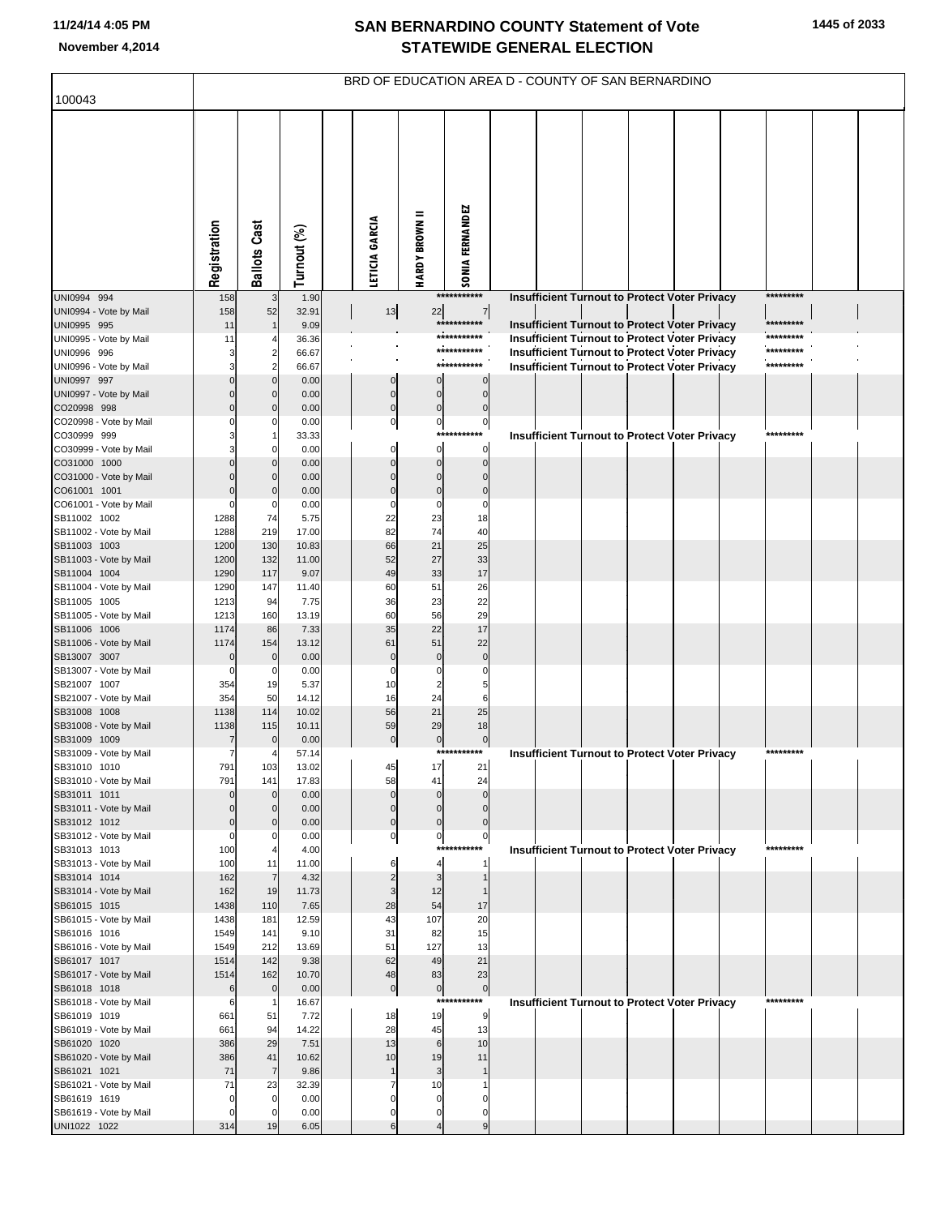# SAN BERNARDINO COUNTY Statement of Vote
# STATEWIDE GENERAL ELECTION

11/24/14 4:05 PM
November 4,2014

## BRD OF EDUCATION AREA D - COUNTY OF SAN BERNARDINO

100043

| | Registration | Ballots Cast | Turnout (%) | | LETICIA GARCIA | HARDY BROWN II | SONIA FERNANDEZ | | | | | | | | | |
|---|---|---|---|---|---|---|---|---|---|---|---|---|---|---|---|---|
| UNI0994 994 | 158 | 3 | 1.90 | | | | *********** | Insufficient Turnout to Protect Voter Privacy | | | | | | ********* | | |
| UNI0994 - Vote by Mail | 158 | 52 | 32.91 | | 13 | 22 | 7 | | | | | | | | | |
| UNI0995 995 | 11 | 1 | 9.09 | | | | *********** | Insufficient Turnout to Protect Voter Privacy | | | | | | ********* | | |
| UNI0995 - Vote by Mail | 11 | 4 | 36.36 | | | | *********** | Insufficient Turnout to Protect Voter Privacy | | | | | | ********* | | |
| UNI0996 996 | 3 | 2 | 66.67 | | | | *********** | Insufficient Turnout to Protect Voter Privacy | | | | | | ********* | | |
| UNI0996 - Vote by Mail | 3 | 2 | 66.67 | | | | *********** | Insufficient Turnout to Protect Voter Privacy | | | | | | ********* | | |
| UNI0997 997 | 0 | 0 | 0.00 | | 0 | 0 | 0 | | | | | | | | | |
| UNI0997 - Vote by Mail | 0 | 0 | 0.00 | | 0 | 0 | 0 | | | | | | | | | |
| CO20998 998 | 0 | 0 | 0.00 | | 0 | 0 | 0 | | | | | | | | | |
| CO20998 - Vote by Mail | 0 | 0 | 0.00 | | 0 | 0 | 0 | | | | | | | | | |
| CO30999 999 | 3 | 1 | 33.33 | | | | *********** | Insufficient Turnout to Protect Voter Privacy | | | | | | ********* | | |
| CO30999 - Vote by Mail | 3 | 0 | 0.00 | | 0 | 0 | 0 | | | | | | | | | |
| CO31000 1000 | 0 | 0 | 0.00 | | 0 | 0 | 0 | | | | | | | | | |
| CO31000 - Vote by Mail | 0 | 0 | 0.00 | | 0 | 0 | 0 | | | | | | | | | |
| CO61001 1001 | 0 | 0 | 0.00 | | 0 | 0 | 0 | | | | | | | | | |
| CO61001 - Vote by Mail | 0 | 0 | 0.00 | | 0 | 0 | 0 | | | | | | | | | |
| SB11002 1002 | 1288 | 74 | 5.75 | | 22 | 23 | 18 | | | | | | | | | |
| SB11002 - Vote by Mail | 1288 | 219 | 17.00 | | 82 | 74 | 40 | | | | | | | | | |
| SB11003 1003 | 1200 | 130 | 10.83 | | 66 | 21 | 25 | | | | | | | | | |
| SB11003 - Vote by Mail | 1200 | 132 | 11.00 | | 52 | 27 | 33 | | | | | | | | | |
| SB11004 1004 | 1290 | 117 | 9.07 | | 49 | 33 | 17 | | | | | | | | | |
| SB11004 - Vote by Mail | 1290 | 147 | 11.40 | | 60 | 51 | 26 | | | | | | | | | |
| SB11005 1005 | 1213 | 94 | 7.75 | | 36 | 23 | 22 | | | | | | | | | |
| SB11005 - Vote by Mail | 1213 | 160 | 13.19 | | 60 | 56 | 29 | | | | | | | | | |
| SB11006 1006 | 1174 | 86 | 7.33 | | 35 | 22 | 17 | | | | | | | | | |
| SB11006 - Vote by Mail | 1174 | 154 | 13.12 | | 61 | 51 | 22 | | | | | | | | | |
| SB13007 3007 | 0 | 0 | 0.00 | | 0 | 0 | 0 | | | | | | | | | |
| SB13007 - Vote by Mail | 0 | 0 | 0.00 | | 0 | 0 | 0 | | | | | | | | | |
| SB21007 1007 | 354 | 19 | 5.37 | | 10 | 2 | 5 | | | | | | | | | |
| SB21007 - Vote by Mail | 354 | 50 | 14.12 | | 16 | 24 | 6 | | | | | | | | | |
| SB31008 1008 | 1138 | 114 | 10.02 | | 56 | 21 | 25 | | | | | | | | | |
| SB31008 - Vote by Mail | 1138 | 115 | 10.11 | | 59 | 29 | 18 | | | | | | | | | |
| SB31009 1009 | 7 | 0 | 0.00 | | 0 | 0 | 0 | | | | | | | | | |
| SB31009 - Vote by Mail | 7 | 4 | 57.14 | | | | *********** | Insufficient Turnout to Protect Voter Privacy | | | | | | ********* | | |
| SB31010 1010 | 791 | 103 | 13.02 | | 45 | 17 | 21 | | | | | | | | | |
| SB31010 - Vote by Mail | 791 | 141 | 17.83 | | 58 | 41 | 24 | | | | | | | | | |
| SB31011 1011 | 0 | 0 | 0.00 | | 0 | 0 | 0 | | | | | | | | | |
| SB31011 - Vote by Mail | 0 | 0 | 0.00 | | 0 | 0 | 0 | | | | | | | | | |
| SB31012 1012 | 0 | 0 | 0.00 | | 0 | 0 | 0 | | | | | | | | | |
| SB31012 - Vote by Mail | 0 | 0 | 0.00 | | 0 | 0 | 0 | | | | | | | | | |
| SB31013 1013 | 100 | 4 | 4.00 | | | | *********** | Insufficient Turnout to Protect Voter Privacy | | | | | | ********* | | |
| SB31013 - Vote by Mail | 100 | 11 | 11.00 | | 6 | 4 | 1 | | | | | | | | | |
| SB31014 1014 | 162 | 7 | 4.32 | | 2 | 3 | 1 | | | | | | | | | |
| SB31014 - Vote by Mail | 162 | 19 | 11.73 | | 3 | 12 | 1 | | | | | | | | | |
| SB61015 1015 | 1438 | 110 | 7.65 | | 28 | 54 | 17 | | | | | | | | | |
| SB61015 - Vote by Mail | 1438 | 181 | 12.59 | | 43 | 107 | 20 | | | | | | | | | |
| SB61016 1016 | 1549 | 141 | 9.10 | | 31 | 82 | 15 | | | | | | | | | |
| SB61016 - Vote by Mail | 1549 | 212 | 13.69 | | 51 | 127 | 13 | | | | | | | | | |
| SB61017 1017 | 1514 | 142 | 9.38 | | 62 | 49 | 21 | | | | | | | | | |
| SB61017 - Vote by Mail | 1514 | 162 | 10.70 | | 48 | 83 | 23 | | | | | | | | | |
| SB61018 1018 | 6 | 0 | 0.00 | | 0 | 0 | 0 | | | | | | | | | |
| SB61018 - Vote by Mail | 6 | 1 | 16.67 | | | | *********** | Insufficient Turnout to Protect Voter Privacy | | | | | | ********* | | |
| SB61019 1019 | 661 | 51 | 7.72 | | 18 | 19 | 9 | | | | | | | | | |
| SB61019 - Vote by Mail | 661 | 94 | 14.22 | | 28 | 45 | 13 | | | | | | | | | |
| SB61020 1020 | 386 | 29 | 7.51 | | 13 | 6 | 10 | | | | | | | | | |
| SB61020 - Vote by Mail | 386 | 41 | 10.62 | | 10 | 19 | 11 | | | | | | | | | |
| SB61021 1021 | 71 | 7 | 9.86 | | 1 | 3 | 1 | | | | | | | | | |
| SB61021 - Vote by Mail | 71 | 23 | 32.39 | | 7 | 10 | 1 | | | | | | | | | |
| SB61619 1619 | 0 | 0 | 0.00 | | 0 | 0 | 0 | | | | | | | | | |
| SB61619 - Vote by Mail | 0 | 0 | 0.00 | | 0 | 0 | 0 | | | | | | | | | |
| UNI1022 1022 | 314 | 19 | 6.05 | | 6 | 4 | 9 | | | | | | | | | |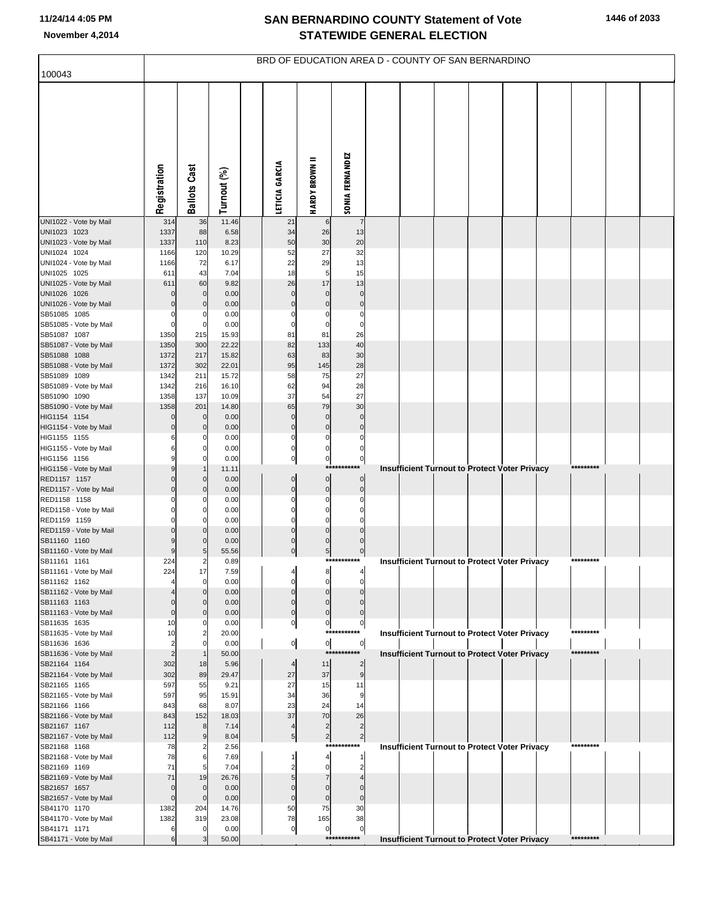# SAN BERNARDINO COUNTY Statement of Vote
# STATEWIDE GENERAL ELECTION

11/24/14 4:05 PM
November 4,2014

## BRD OF EDUCATION AREA D - COUNTY OF SAN BERNARDINO

100043

| | Registration | Ballots Cast | Turnout (%) | LETICIA GARCIA | HARDY BROWN II | SONIA FERNANDEZ |
|---|---|---|---|---|---|---|
| UNI1022 - Vote by Mail | 314 | 36 | 11.46 | 21 | 6 | 7 |
| UNI1023 1023 | 1337 | 88 | 6.58 | 34 | 26 | 13 |
| UNI1023 - Vote by Mail | 1337 | 110 | 8.23 | 50 | 30 | 20 |
| UNI1024 1024 | 1166 | 120 | 10.29 | 52 | 27 | 32 |
| UNI1024 - Vote by Mail | 1166 | 72 | 6.17 | 22 | 29 | 13 |
| UNI1025 1025 | 611 | 43 | 7.04 | 18 | 5 | 15 |
| UNI1025 - Vote by Mail | 611 | 60 | 9.82 | 26 | 17 | 13 |
| UNI1026 1026 | 0 | 0 | 0.00 | 0 | 0 | 0 |
| UNI1026 - Vote by Mail | 0 | 0 | 0.00 | 0 | 0 | 0 |
| SB51085 1085 | 0 | 0 | 0.00 | 0 | 0 | 0 |
| SB51085 - Vote by Mail | 0 | 0 | 0.00 | 0 | 0 | 0 |
| SB51087 1087 | 1350 | 215 | 15.93 | 81 | 81 | 26 |
| SB51087 - Vote by Mail | 1350 | 300 | 22.22 | 82 | 133 | 40 |
| SB51088 1088 | 1372 | 217 | 15.82 | 63 | 83 | 30 |
| SB51088 - Vote by Mail | 1372 | 302 | 22.01 | 95 | 145 | 28 |
| SB51089 1089 | 1342 | 211 | 15.72 | 58 | 75 | 27 |
| SB51089 - Vote by Mail | 1342 | 216 | 16.10 | 62 | 94 | 28 |
| SB51090 1090 | 1358 | 137 | 10.09 | 37 | 54 | 27 |
| SB51090 - Vote by Mail | 1358 | 201 | 14.80 | 65 | 79 | 30 |
| HIG1154 1154 | 0 | 0 | 0.00 | 0 | 0 | 0 |
| HIG1154 - Vote by Mail | 0 | 0 | 0.00 | 0 | 0 | 0 |
| HIG1155 1155 | 6 | 0 | 0.00 | 0 | 0 | 0 |
| HIG1155 - Vote by Mail | 6 | 0 | 0.00 | 0 | 0 | 0 |
| HIG1156 1156 | 9 | 0 | 0.00 | 0 | 0 | 0 |
| HIG1156 - Vote by Mail | 9 | 1 | 11.11 | Insufficient Turnout to Protect Voter Privacy | | |
| RED1157 1157 | 0 | 0 | 0.00 | 0 | 0 | 0 |
| RED1157 - Vote by Mail | 0 | 0 | 0.00 | 0 | 0 | 0 |
| RED1158 1158 | 0 | 0 | 0.00 | 0 | 0 | 0 |
| RED1158 - Vote by Mail | 0 | 0 | 0.00 | 0 | 0 | 0 |
| RED1159 1159 | 0 | 0 | 0.00 | 0 | 0 | 0 |
| RED1159 - Vote by Mail | 0 | 0 | 0.00 | 0 | 0 | 0 |
| SB11160 1160 | 9 | 0 | 0.00 | 0 | 0 | 0 |
| SB11160 - Vote by Mail | 9 | 5 | 55.56 | 0 | 5 | 0 |
| SB11161 1161 | 224 | 2 | 0.89 | Insufficient Turnout to Protect Voter Privacy | | |
| SB11161 - Vote by Mail | 224 | 17 | 7.59 | 4 | 8 | 4 |
| SB11162 1162 | 4 | 0 | 0.00 | 0 | 0 | 0 |
| SB11162 - Vote by Mail | 4 | 0 | 0.00 | 0 | 0 | 0 |
| SB11163 1163 | 0 | 0 | 0.00 | 0 | 0 | 0 |
| SB11163 - Vote by Mail | 0 | 0 | 0.00 | 0 | 0 | 0 |
| SB11635 1635 | 10 | 0 | 0.00 | 0 | 0 | 0 |
| SB11635 - Vote by Mail | 10 | 2 | 20.00 | Insufficient Turnout to Protect Voter Privacy | | |
| SB11636 1636 | 2 | 0 | 0.00 | 0 | 0 | 0 |
| SB11636 - Vote by Mail | 2 | 1 | 50.00 | Insufficient Turnout to Protect Voter Privacy | | |
| SB21164 1164 | 302 | 18 | 5.96 | 4 | 11 | 2 |
| SB21164 - Vote by Mail | 302 | 89 | 29.47 | 27 | 37 | 9 |
| SB21165 1165 | 597 | 55 | 9.21 | 27 | 15 | 11 |
| SB21165 - Vote by Mail | 597 | 95 | 15.91 | 34 | 36 | 9 |
| SB21166 1166 | 843 | 68 | 8.07 | 23 | 24 | 14 |
| SB21166 - Vote by Mail | 843 | 152 | 18.03 | 37 | 70 | 26 |
| SB21167 1167 | 112 | 8 | 7.14 | 4 | 2 | 2 |
| SB21167 - Vote by Mail | 112 | 9 | 8.04 | 5 | 2 | 2 |
| SB21168 1168 | 78 | 2 | 2.56 | Insufficient Turnout to Protect Voter Privacy | | |
| SB21168 - Vote by Mail | 78 | 6 | 7.69 | 1 | 4 | 1 |
| SB21169 1169 | 71 | 5 | 7.04 | 2 | 0 | 2 |
| SB21169 - Vote by Mail | 71 | 19 | 26.76 | 5 | 7 | 4 |
| SB21657 1657 | 0 | 0 | 0.00 | 0 | 0 | 0 |
| SB21657 - Vote by Mail | 0 | 0 | 0.00 | 0 | 0 | 0 |
| SB41170 1170 | 1382 | 204 | 14.76 | 50 | 75 | 30 |
| SB41170 - Vote by Mail | 1382 | 319 | 23.08 | 78 | 165 | 38 |
| SB41171 1171 | 6 | 0 | 0.00 | 0 | 0 | 0 |
| SB41171 - Vote by Mail | 6 | 3 | 50.00 | Insufficient Turnout to Protect Voter Privacy | | |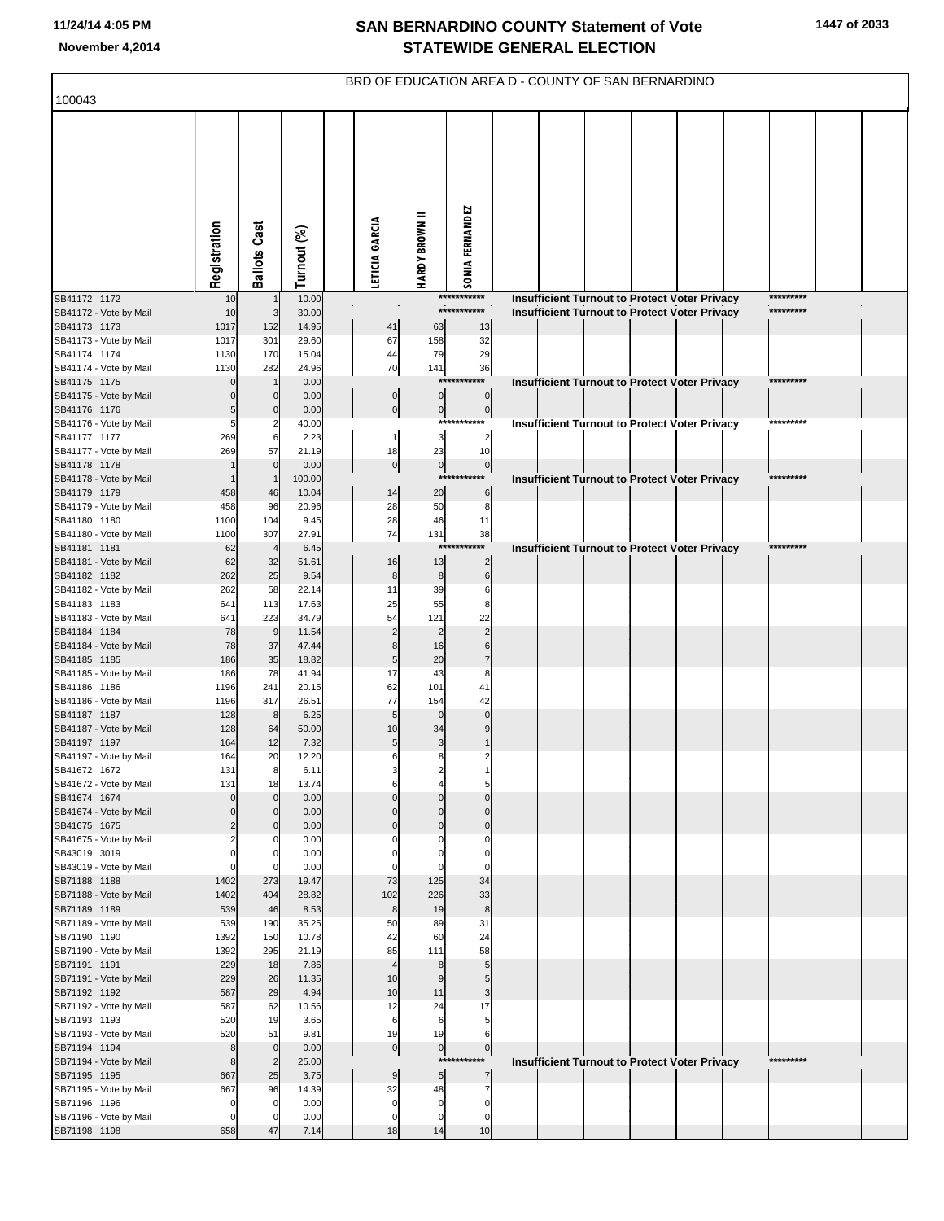# SAN BERNARDINO COUNTY Statement of Vote
## STATEWIDE GENERAL ELECTION

November 4,2014

BRD OF EDUCATION AREA D - COUNTY OF SAN BERNARDINO

100043

| | Registration | Ballots Cast | Turnout (%) | LETICIA GARCIA | HARDY BROWN II | SONIA FERNANDEZ | |
|---|---|---|---|---|---|---|---|
| SB41172 1172 | 10 | 1 | 10.00 | | | *********** | Insufficient Turnout to Protect Voter Privacy ********* |
| SB41172 - Vote by Mail | 10 | 3 | 30.00 | | | *********** | Insufficient Turnout to Protect Voter Privacy ********* |
| SB41173 1173 | 1017 | 152 | 14.95 | 41 | 63 | 13 | |
| SB41173 - Vote by Mail | 1017 | 301 | 29.60 | 67 | 158 | 32 | |
| SB41174 1174 | 1130 | 170 | 15.04 | 44 | 79 | 29 | |
| SB41174 - Vote by Mail | 1130 | 282 | 24.96 | 70 | 141 | 36 | |
| SB41175 1175 | 0 | 1 | 0.00 | | | *********** | Insufficient Turnout to Protect Voter Privacy ********* |
| SB41175 - Vote by Mail | 0 | 0 | 0.00 | 0 | 0 | 0 | |
| SB41176 1176 | 5 | 0 | 0.00 | 0 | 0 | 0 | |
| SB41176 - Vote by Mail | 5 | 2 | 40.00 | | | *********** | Insufficient Turnout to Protect Voter Privacy ********* |
| SB41177 1177 | 269 | 6 | 2.23 | 1 | 3 | 2 | |
| SB41177 - Vote by Mail | 269 | 57 | 21.19 | 18 | 23 | 10 | |
| SB41178 1178 | 1 | 0 | 0.00 | 0 | 0 | 0 | |
| SB41178 - Vote by Mail | 1 | 1 | 100.00 | | | *********** | Insufficient Turnout to Protect Voter Privacy ********* |
| SB41179 1179 | 458 | 46 | 10.04 | 14 | 20 | 6 | |
| SB41179 - Vote by Mail | 458 | 96 | 20.96 | 28 | 50 | 8 | |
| SB41180 1180 | 1100 | 104 | 9.45 | 28 | 46 | 11 | |
| SB41180 - Vote by Mail | 1100 | 307 | 27.91 | 74 | 131 | 38 | |
| SB41181 1181 | 62 | 4 | 6.45 | | | *********** | Insufficient Turnout to Protect Voter Privacy ********* |
| SB41181 - Vote by Mail | 62 | 32 | 51.61 | 16 | 13 | 2 | |
| SB41182 1182 | 262 | 25 | 9.54 | 8 | 8 | 6 | |
| SB41182 - Vote by Mail | 262 | 58 | 22.14 | 11 | 39 | 6 | |
| SB41183 1183 | 641 | 113 | 17.63 | 25 | 55 | 8 | |
| SB41183 - Vote by Mail | 641 | 223 | 34.79 | 54 | 121 | 22 | |
| SB41184 1184 | 78 | 9 | 11.54 | 2 | 2 | 2 | |
| SB41184 - Vote by Mail | 78 | 37 | 47.44 | 8 | 16 | 6 | |
| SB41185 1185 | 186 | 35 | 18.82 | 5 | 20 | 7 | |
| SB41185 - Vote by Mail | 186 | 78 | 41.94 | 17 | 43 | 8 | |
| SB41186 1186 | 1196 | 241 | 20.15 | 62 | 101 | 41 | |
| SB41186 - Vote by Mail | 1196 | 317 | 26.51 | 77 | 154 | 42 | |
| SB41187 1187 | 128 | 8 | 6.25 | 5 | 0 | 0 | |
| SB41187 - Vote by Mail | 128 | 64 | 50.00 | 10 | 34 | 9 | |
| SB41197 1197 | 164 | 12 | 7.32 | 5 | 3 | 1 | |
| SB41197 - Vote by Mail | 164 | 20 | 12.20 | 6 | 8 | 2 | |
| SB41672 1672 | 131 | 8 | 6.11 | 3 | 2 | 1 | |
| SB41672 - Vote by Mail | 131 | 18 | 13.74 | 6 | 4 | 5 | |
| SB41674 1674 | 0 | 0 | 0.00 | 0 | 0 | 0 | |
| SB41674 - Vote by Mail | 0 | 0 | 0.00 | 0 | 0 | 0 | |
| SB41675 1675 | 2 | 0 | 0.00 | 0 | 0 | 0 | |
| SB41675 - Vote by Mail | 2 | 0 | 0.00 | 0 | 0 | 0 | |
| SB43019 3019 | 0 | 0 | 0.00 | 0 | 0 | 0 | |
| SB43019 - Vote by Mail | 0 | 0 | 0.00 | 0 | 0 | 0 | |
| SB71188 1188 | 1402 | 273 | 19.47 | 73 | 125 | 34 | |
| SB71188 - Vote by Mail | 1402 | 404 | 28.82 | 102 | 226 | 33 | |
| SB71189 1189 | 539 | 46 | 8.53 | 8 | 19 | 8 | |
| SB71189 - Vote by Mail | 539 | 190 | 35.25 | 50 | 89 | 31 | |
| SB71190 1190 | 1392 | 150 | 10.78 | 42 | 60 | 24 | |
| SB71190 - Vote by Mail | 1392 | 295 | 21.19 | 85 | 111 | 58 | |
| SB71191 1191 | 229 | 18 | 7.86 | 4 | 8 | 5 | |
| SB71191 - Vote by Mail | 229 | 26 | 11.35 | 10 | 9 | 5 | |
| SB71192 1192 | 587 | 29 | 4.94 | 10 | 11 | 3 | |
| SB71192 - Vote by Mail | 587 | 62 | 10.56 | 12 | 24 | 17 | |
| SB71193 1193 | 520 | 19 | 3.65 | 6 | 6 | 5 | |
| SB71193 - Vote by Mail | 520 | 51 | 9.81 | 19 | 19 | 6 | |
| SB71194 1194 | 8 | 0 | 0.00 | 0 | 0 | 0 | |
| SB71194 - Vote by Mail | 8 | 2 | 25.00 | | | *********** | Insufficient Turnout to Protect Voter Privacy ********* |
| SB71195 1195 | 667 | 25 | 3.75 | 9 | 5 | 7 | |
| SB71195 - Vote by Mail | 667 | 96 | 14.39 | 32 | 48 | 7 | |
| SB71196 1196 | 0 | 0 | 0.00 | 0 | 0 | 0 | |
| SB71196 - Vote by Mail | 0 | 0 | 0.00 | 0 | 0 | 0 | |
| SB71198 1198 | 658 | 47 | 7.14 | 18 | 14 | 10 | |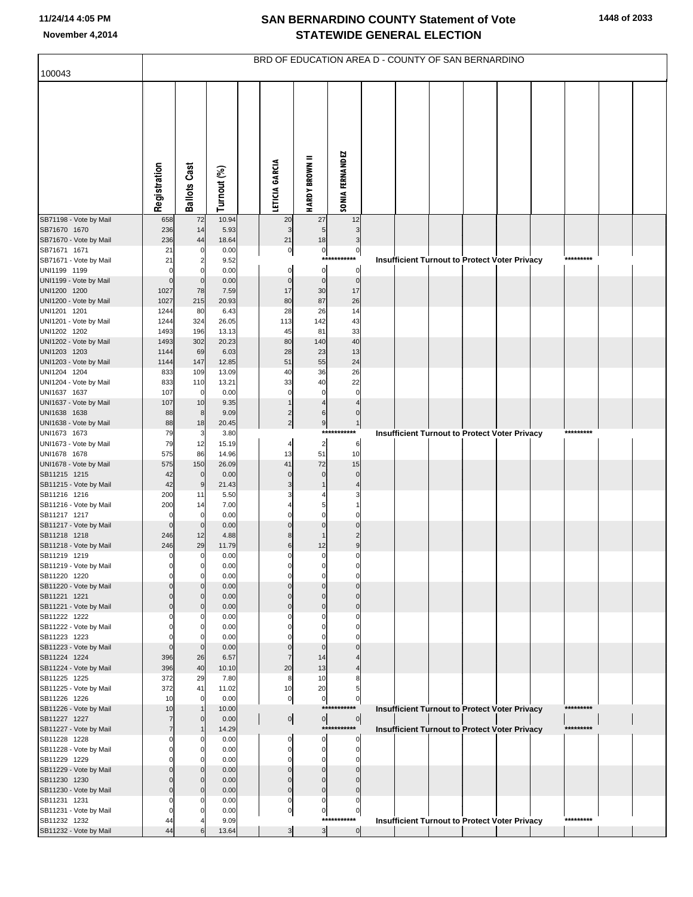# SAN BERNARDINO COUNTY Statement of Vote
## STATEWIDE GENERAL ELECTION

11/24/14 4:05 PM
November 4,2014

BRD OF EDUCATION AREA D - COUNTY OF SAN BERNARDINO

100043

| | Registration | Ballots Cast | Turnout (%) | LETICIA GARCIA | HARDY BROWN II | SONIA FERNANDEZ |
|---|---|---|---|---|---|---|
| SB71198 - Vote by Mail | 658 | 72 | 10.94 | 20 | 27 | 12 |
| SB71670 1670 | 236 | 14 | 5.93 | 3 | 5 | 3 |
| SB71670 - Vote by Mail | 236 | 44 | 18.64 | 21 | 18 | 3 |
| SB71671 1671 | 21 | 0 | 0.00 | 0 | 0 | 0 |
| SB71671 - Vote by Mail | 21 | 2 | 9.52 | *********** Insufficient Turnout to Protect Voter Privacy ********* | | |
| UNI1199 1199 | 0 | 0 | 0.00 | 0 | 0 | 0 |
| UNI1199 - Vote by Mail | 0 | 0 | 0.00 | 0 | 0 | 0 |
| UNI1200 1200 | 1027 | 78 | 7.59 | 17 | 30 | 17 |
| UNI1200 - Vote by Mail | 1027 | 215 | 20.93 | 80 | 87 | 26 |
| UNI1201 1201 | 1244 | 80 | 6.43 | 28 | 26 | 14 |
| UNI1201 - Vote by Mail | 1244 | 324 | 26.05 | 113 | 142 | 43 |
| UNI1202 1202 | 1493 | 196 | 13.13 | 45 | 81 | 33 |
| UNI1202 - Vote by Mail | 1493 | 302 | 20.23 | 80 | 140 | 40 |
| UNI1203 1203 | 1144 | 69 | 6.03 | 28 | 23 | 13 |
| UNI1203 - Vote by Mail | 1144 | 147 | 12.85 | 51 | 55 | 24 |
| UNI1204 1204 | 833 | 109 | 13.09 | 40 | 36 | 26 |
| UNI1204 - Vote by Mail | 833 | 110 | 13.21 | 33 | 40 | 22 |
| UNI1637 1637 | 107 | 0 | 0.00 | 0 | 0 | 0 |
| UNI1637 - Vote by Mail | 107 | 10 | 9.35 | 1 | 4 | 4 |
| UNI1638 1638 | 88 | 8 | 9.09 | 2 | 6 | 0 |
| UNI1638 - Vote by Mail | 88 | 18 | 20.45 | 2 | 9 | 1 |
| UNI1673 1673 | 79 | 3 | 3.80 | *********** Insufficient Turnout to Protect Voter Privacy ********* | | |
| UNI1673 - Vote by Mail | 79 | 12 | 15.19 | 4 | 2 | 6 |
| UNI1678 1678 | 575 | 86 | 14.96 | 13 | 51 | 10 |
| UNI1678 - Vote by Mail | 575 | 150 | 26.09 | 41 | 72 | 15 |
| SB11215 1215 | 42 | 0 | 0.00 | 0 | 0 | 0 |
| SB11215 - Vote by Mail | 42 | 9 | 21.43 | 3 | 1 | 4 |
| SB11216 1216 | 200 | 11 | 5.50 | 3 | 4 | 3 |
| SB11216 - Vote by Mail | 200 | 14 | 7.00 | 4 | 5 | 1 |
| SB11217 1217 | 0 | 0 | 0.00 | 0 | 0 | 0 |
| SB11217 - Vote by Mail | 0 | 0 | 0.00 | 0 | 0 | 0 |
| SB11218 1218 | 246 | 12 | 4.88 | 8 | 1 | 2 |
| SB11218 - Vote by Mail | 246 | 29 | 11.79 | 6 | 12 | 9 |
| SB11219 1219 | 0 | 0 | 0.00 | 0 | 0 | 0 |
| SB11219 - Vote by Mail | 0 | 0 | 0.00 | 0 | 0 | 0 |
| SB11220 1220 | 0 | 0 | 0.00 | 0 | 0 | 0 |
| SB11220 - Vote by Mail | 0 | 0 | 0.00 | 0 | 0 | 0 |
| SB11221 1221 | 0 | 0 | 0.00 | 0 | 0 | 0 |
| SB11221 - Vote by Mail | 0 | 0 | 0.00 | 0 | 0 | 0 |
| SB11222 1222 | 0 | 0 | 0.00 | 0 | 0 | 0 |
| SB11222 - Vote by Mail | 0 | 0 | 0.00 | 0 | 0 | 0 |
| SB11223 1223 | 0 | 0 | 0.00 | 0 | 0 | 0 |
| SB11223 - Vote by Mail | 0 | 0 | 0.00 | 0 | 0 | 0 |
| SB11224 1224 | 396 | 26 | 6.57 | 7 | 14 | 4 |
| SB11224 - Vote by Mail | 396 | 40 | 10.10 | 20 | 13 | 4 |
| SB11225 1225 | 372 | 29 | 7.80 | 8 | 10 | 8 |
| SB11225 - Vote by Mail | 372 | 41 | 11.02 | 10 | 20 | 5 |
| SB11226 1226 | 10 | 0 | 0.00 | 0 | 0 | 0 |
| SB11226 - Vote by Mail | 10 | 1 | 10.00 | *********** Insufficient Turnout to Protect Voter Privacy ********* | | |
| SB11227 1227 | 7 | 0 | 0.00 | 0 | 0 | 0 |
| SB11227 - Vote by Mail | 7 | 1 | 14.29 | *********** Insufficient Turnout to Protect Voter Privacy ********* | | |
| SB11228 1228 | 0 | 0 | 0.00 | 0 | 0 | 0 |
| SB11228 - Vote by Mail | 0 | 0 | 0.00 | 0 | 0 | 0 |
| SB11229 1229 | 0 | 0 | 0.00 | 0 | 0 | 0 |
| SB11229 - Vote by Mail | 0 | 0 | 0.00 | 0 | 0 | 0 |
| SB11230 1230 | 0 | 0 | 0.00 | 0 | 0 | 0 |
| SB11230 - Vote by Mail | 0 | 0 | 0.00 | 0 | 0 | 0 |
| SB11231 1231 | 0 | 0 | 0.00 | 0 | 0 | 0 |
| SB11231 - Vote by Mail | 0 | 0 | 0.00 | 0 | 0 | 0 |
| SB11232 1232 | 44 | 4 | 9.09 | *********** Insufficient Turnout to Protect Voter Privacy ********* | | |
| SB11232 - Vote by Mail | 44 | 6 | 13.64 | 3 | 3 | 0 |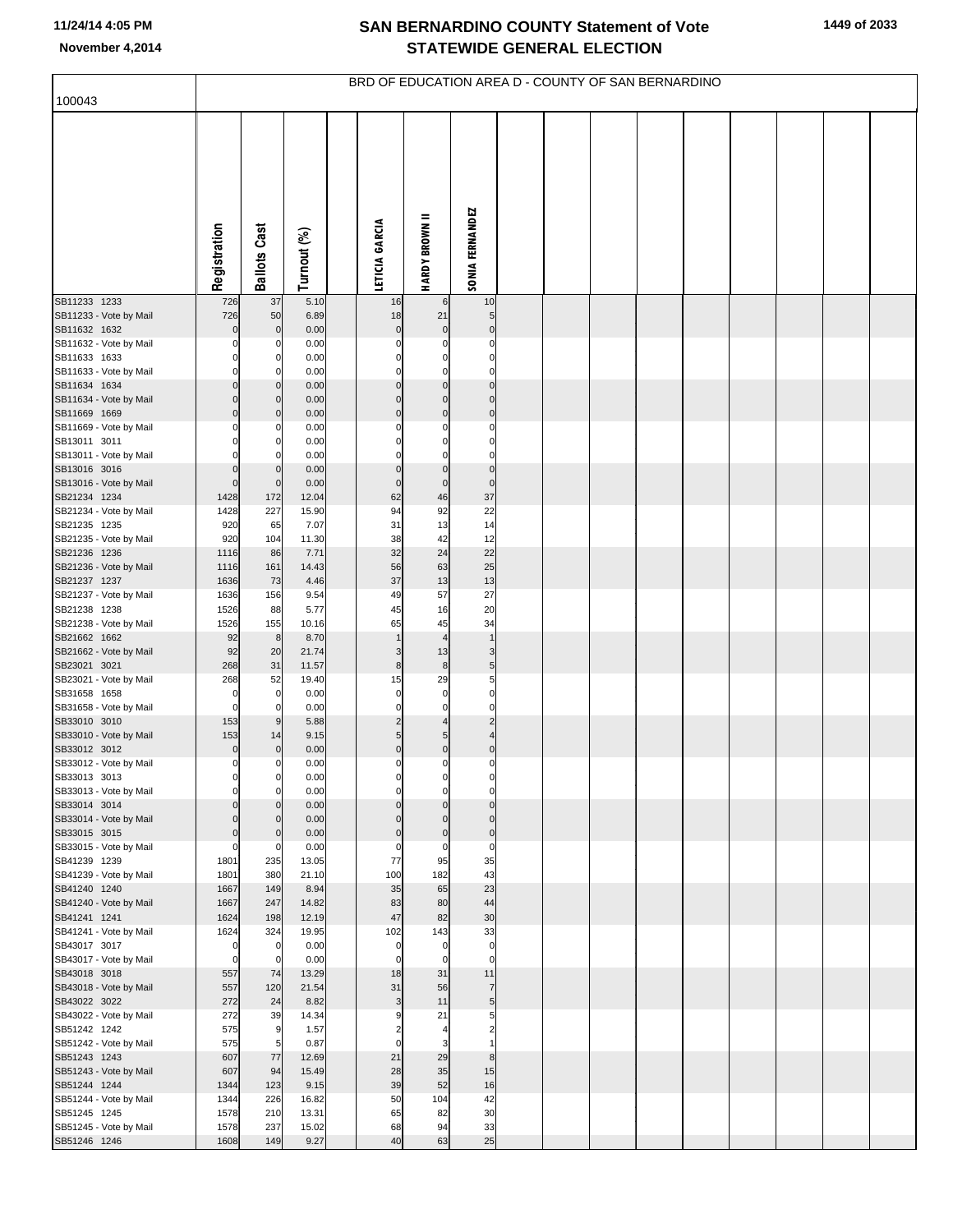# SAN BERNARDINO COUNTY Statement of Vote
# STATEWIDE GENERAL ELECTION

November 4,2014

BRD OF EDUCATION AREA D - COUNTY OF SAN BERNARDINO

| 100043 | Registration | Ballots Cast | Turnout (%) | | LETICIA GARCIA | HARDY BROWN II | SONIA FERNANDEZ |
|---|---|---|---|---|---|---|---|
| SB11233 1233 | 726 | 37 | 5.10 | | 16 | 6 | 10 |
| SB11233 - Vote by Mail | 726 | 50 | 6.89 | | 18 | 21 | 5 |
| SB11632 1632 | 0 | 0 | 0.00 | | 0 | 0 | 0 |
| SB11632 - Vote by Mail | 0 | 0 | 0.00 | | 0 | 0 | 0 |
| SB11633 1633 | 0 | 0 | 0.00 | | 0 | 0 | 0 |
| SB11633 - Vote by Mail | 0 | 0 | 0.00 | | 0 | 0 | 0 |
| SB11634 1634 | 0 | 0 | 0.00 | | 0 | 0 | 0 |
| SB11634 - Vote by Mail | 0 | 0 | 0.00 | | 0 | 0 | 0 |
| SB11669 1669 | 0 | 0 | 0.00 | | 0 | 0 | 0 |
| SB11669 - Vote by Mail | 0 | 0 | 0.00 | | 0 | 0 | 0 |
| SB13011 3011 | 0 | 0 | 0.00 | | 0 | 0 | 0 |
| SB13011 - Vote by Mail | 0 | 0 | 0.00 | | 0 | 0 | 0 |
| SB13016 3016 | 0 | 0 | 0.00 | | 0 | 0 | 0 |
| SB13016 - Vote by Mail | 0 | 0 | 0.00 | | 0 | 0 | 0 |
| SB21234 1234 | 1428 | 172 | 12.04 | | 62 | 46 | 37 |
| SB21234 - Vote by Mail | 1428 | 227 | 15.90 | | 94 | 92 | 22 |
| SB21235 1235 | 920 | 65 | 7.07 | | 31 | 13 | 14 |
| SB21235 - Vote by Mail | 920 | 104 | 11.30 | | 38 | 42 | 12 |
| SB21236 1236 | 1116 | 86 | 7.71 | | 32 | 24 | 22 |
| SB21236 - Vote by Mail | 1116 | 161 | 14.43 | | 56 | 63 | 25 |
| SB21237 1237 | 1636 | 73 | 4.46 | | 37 | 13 | 13 |
| SB21237 - Vote by Mail | 1636 | 156 | 9.54 | | 49 | 57 | 27 |
| SB21238 1238 | 1526 | 88 | 5.77 | | 45 | 16 | 20 |
| SB21238 - Vote by Mail | 1526 | 155 | 10.16 | | 65 | 45 | 34 |
| SB21662 1662 | 92 | 8 | 8.70 | | 1 | 4 | 1 |
| SB21662 - Vote by Mail | 92 | 20 | 21.74 | | 3 | 13 | 3 |
| SB23021 3021 | 268 | 31 | 11.57 | | 8 | 8 | 5 |
| SB23021 - Vote by Mail | 268 | 52 | 19.40 | | 15 | 29 | 5 |
| SB31658 1658 | 0 | 0 | 0.00 | | 0 | 0 | 0 |
| SB31658 - Vote by Mail | 0 | 0 | 0.00 | | 0 | 0 | 0 |
| SB33010 3010 | 153 | 9 | 5.88 | | 2 | 4 | 2 |
| SB33010 - Vote by Mail | 153 | 14 | 9.15 | | 5 | 5 | 4 |
| SB33012 3012 | 0 | 0 | 0.00 | | 0 | 0 | 0 |
| SB33012 - Vote by Mail | 0 | 0 | 0.00 | | 0 | 0 | 0 |
| SB33013 3013 | 0 | 0 | 0.00 | | 0 | 0 | 0 |
| SB33013 - Vote by Mail | 0 | 0 | 0.00 | | 0 | 0 | 0 |
| SB33014 3014 | 0 | 0 | 0.00 | | 0 | 0 | 0 |
| SB33014 - Vote by Mail | 0 | 0 | 0.00 | | 0 | 0 | 0 |
| SB33015 3015 | 0 | 0 | 0.00 | | 0 | 0 | 0 |
| SB33015 - Vote by Mail | 0 | 0 | 0.00 | | 0 | 0 | 0 |
| SB41239 1239 | 1801 | 235 | 13.05 | | 77 | 95 | 35 |
| SB41239 - Vote by Mail | 1801 | 380 | 21.10 | | 100 | 182 | 43 |
| SB41240 1240 | 1667 | 149 | 8.94 | | 35 | 65 | 23 |
| SB41240 - Vote by Mail | 1667 | 247 | 14.82 | | 83 | 80 | 44 |
| SB41241 1241 | 1624 | 198 | 12.19 | | 47 | 82 | 30 |
| SB41241 - Vote by Mail | 1624 | 324 | 19.95 | | 102 | 143 | 33 |
| SB43017 3017 | 0 | 0 | 0.00 | | 0 | 0 | 0 |
| SB43017 - Vote by Mail | 0 | 0 | 0.00 | | 0 | 0 | 0 |
| SB43018 3018 | 557 | 74 | 13.29 | | 18 | 31 | 11 |
| SB43018 - Vote by Mail | 557 | 120 | 21.54 | | 31 | 56 | 7 |
| SB43022 3022 | 272 | 24 | 8.82 | | 3 | 11 | 5 |
| SB43022 - Vote by Mail | 272 | 39 | 14.34 | | 9 | 21 | 5 |
| SB51242 1242 | 575 | 9 | 1.57 | | 2 | 4 | 2 |
| SB51242 - Vote by Mail | 575 | 5 | 0.87 | | 0 | 3 | 1 |
| SB51243 1243 | 607 | 77 | 12.69 | | 21 | 29 | 8 |
| SB51243 - Vote by Mail | 607 | 94 | 15.49 | | 28 | 35 | 15 |
| SB51244 1244 | 1344 | 123 | 9.15 | | 39 | 52 | 16 |
| SB51244 - Vote by Mail | 1344 | 226 | 16.82 | | 50 | 104 | 42 |
| SB51245 1245 | 1578 | 210 | 13.31 | | 65 | 82 | 30 |
| SB51245 - Vote by Mail | 1578 | 237 | 15.02 | | 68 | 94 | 33 |
| SB51246 1246 | 1608 | 149 | 9.27 | | 40 | 63 | 25 |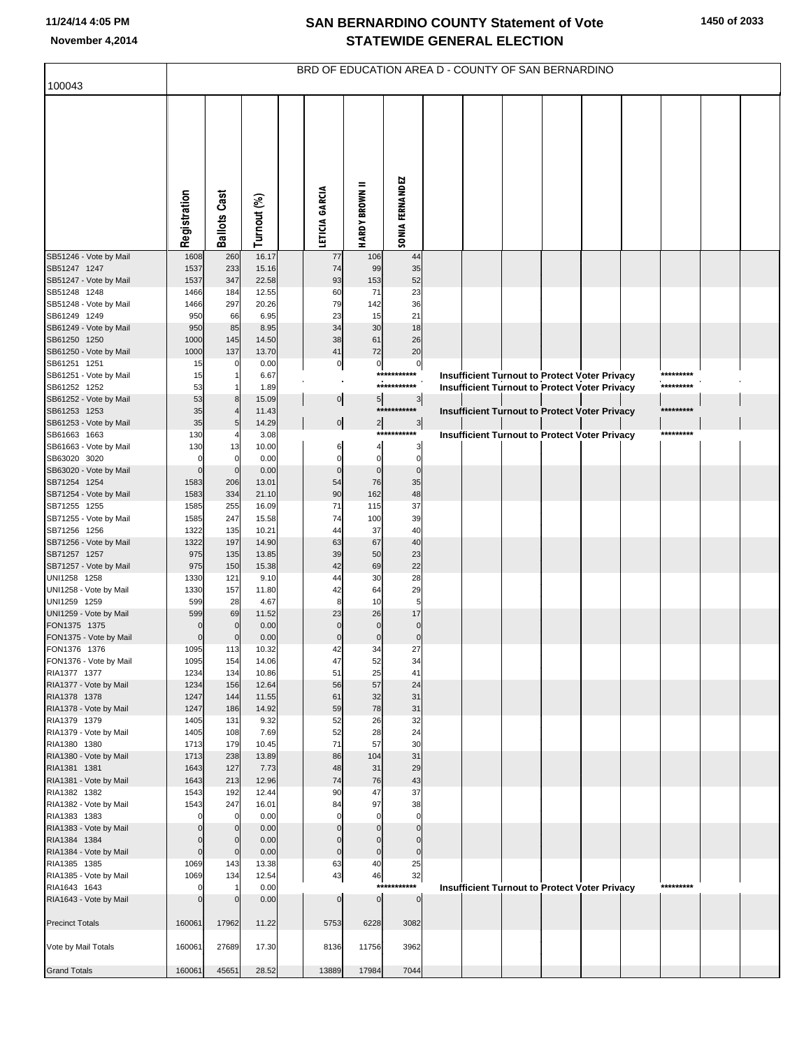# SAN BERNARDINO COUNTY Statement of Vote
# STATEWIDE GENERAL ELECTION

11/24/14 4:05 PM
November 4,2014

## BRD OF EDUCATION AREA D - COUNTY OF SAN BERNARDINO

100043

| | Registration | Ballots Cast | Turnout (%) | | LETICIA GARCIA | HARDY BROWN II | SONIA FERNANDEZ | | | | | | | | | |
|---|---|---|---|---|---|---|---|---|---|---|---|---|---|---|---|---|
| SB51246 - Vote by Mail | 1608 | 260 | 16.17 | | 77 | 106 | 44 | | | | | | | | | |
| SB51247 1247 | 1537 | 233 | 15.16 | | 74 | 99 | 35 | | | | | | | | | |
| SB51247 - Vote by Mail | 1537 | 347 | 22.58 | | 93 | 153 | 52 | | | | | | | | | |
| SB51248 1248 | 1466 | 184 | 12.55 | | 60 | 71 | 23 | | | | | | | | | |
| SB51248 - Vote by Mail | 1466 | 297 | 20.26 | | 79 | 142 | 36 | | | | | | | | | |
| SB61249 1249 | 950 | 66 | 6.95 | | 23 | 15 | 21 | | | | | | | | | |
| SB61249 - Vote by Mail | 950 | 85 | 8.95 | | 34 | 30 | 18 | | | | | | | | | |
| SB61250 1250 | 1000 | 145 | 14.50 | | 38 | 61 | 26 | | | | | | | | | |
| SB61250 - Vote by Mail | 1000 | 137 | 13.70 | | 41 | 72 | 20 | | | | | | | | | |
| SB61251 1251 | 15 | 0 | 0.00 | | 0 | 0 | 0 | | | | | | | | | |
| SB61251 - Vote by Mail | 15 | 1 | 6.67 | | | | *********** | Insufficient Turnout to Protect Voter Privacy | | | | | | ********* | | |
| SB61252 1252 | 53 | 1 | 1.89 | | | | *********** | Insufficient Turnout to Protect Voter Privacy | | | | | | ********* | | |
| SB61252 - Vote by Mail | 53 | 8 | 15.09 | | 0 | 5 | 3 | | | | | | | | | |
| SB61253 1253 | 35 | 4 | 11.43 | | | | *********** | Insufficient Turnout to Protect Voter Privacy | | | | | | ********* | | |
| SB61253 - Vote by Mail | 35 | 5 | 14.29 | | 0 | 2 | 3 | | | | | | | | | |
| SB61663 1663 | 130 | 4 | 3.08 | | | | *********** | Insufficient Turnout to Protect Voter Privacy | | | | | | ********* | | |
| SB61663 - Vote by Mail | 130 | 13 | 10.00 | | 6 | 4 | 3 | | | | | | | | | |
| SB63020 3020 | 0 | 0 | 0.00 | | 0 | 0 | 0 | | | | | | | | | |
| SB63020 - Vote by Mail | 0 | 0 | 0.00 | | 0 | 0 | 0 | | | | | | | | | |
| SB71254 1254 | 1583 | 206 | 13.01 | | 54 | 76 | 35 | | | | | | | | | |
| SB71254 - Vote by Mail | 1583 | 334 | 21.10 | | 90 | 162 | 48 | | | | | | | | | |
| SB71255 1255 | 1585 | 255 | 16.09 | | 71 | 115 | 37 | | | | | | | | | |
| SB71255 - Vote by Mail | 1585 | 247 | 15.58 | | 74 | 100 | 39 | | | | | | | | | |
| SB71256 1256 | 1322 | 135 | 10.21 | | 44 | 37 | 40 | | | | | | | | | |
| SB71256 - Vote by Mail | 1322 | 197 | 14.90 | | 63 | 67 | 40 | | | | | | | | | |
| SB71257 1257 | 975 | 135 | 13.85 | | 39 | 50 | 23 | | | | | | | | | |
| SB71257 - Vote by Mail | 975 | 150 | 15.38 | | 42 | 69 | 22 | | | | | | | | | |
| UNI1258 1258 | 1330 | 121 | 9.10 | | 44 | 30 | 28 | | | | | | | | | |
| UNI1258 - Vote by Mail | 1330 | 157 | 11.80 | | 42 | 64 | 29 | | | | | | | | | |
| UNI1259 1259 | 599 | 28 | 4.67 | | 8 | 10 | 5 | | | | | | | | | |
| UNI1259 - Vote by Mail | 599 | 69 | 11.52 | | 23 | 26 | 17 | | | | | | | | | |
| FON1375 1375 | 0 | 0 | 0.00 | | 0 | 0 | 0 | | | | | | | | | |
| FON1375 - Vote by Mail | 0 | 0 | 0.00 | | 0 | 0 | 0 | | | | | | | | | |
| FON1376 1376 | 1095 | 113 | 10.32 | | 42 | 34 | 27 | | | | | | | | | |
| FON1376 - Vote by Mail | 1095 | 154 | 14.06 | | 47 | 52 | 34 | | | | | | | | | |
| RIA1377 1377 | 1234 | 134 | 10.86 | | 51 | 25 | 41 | | | | | | | | | |
| RIA1377 - Vote by Mail | 1234 | 156 | 12.64 | | 56 | 57 | 24 | | | | | | | | | |
| RIA1378 1378 | 1247 | 144 | 11.55 | | 61 | 32 | 31 | | | | | | | | | |
| RIA1378 - Vote by Mail | 1247 | 186 | 14.92 | | 59 | 78 | 31 | | | | | | | | | |
| RIA1379 1379 | 1405 | 131 | 9.32 | | 52 | 26 | 32 | | | | | | | | | |
| RIA1379 - Vote by Mail | 1405 | 108 | 7.69 | | 52 | 28 | 24 | | | | | | | | | |
| RIA1380 1380 | 1713 | 179 | 10.45 | | 71 | 57 | 30 | | | | | | | | | |
| RIA1380 - Vote by Mail | 1713 | 238 | 13.89 | | 86 | 104 | 31 | | | | | | | | | |
| RIA1381 1381 | 1643 | 127 | 7.73 | | 48 | 31 | 29 | | | | | | | | | |
| RIA1381 - Vote by Mail | 1643 | 213 | 12.96 | | 74 | 76 | 43 | | | | | | | | | |
| RIA1382 1382 | 1543 | 192 | 12.44 | | 90 | 47 | 37 | | | | | | | | | |
| RIA1382 - Vote by Mail | 1543 | 247 | 16.01 | | 84 | 97 | 38 | | | | | | | | | |
| RIA1383 1383 | 0 | 0 | 0.00 | | 0 | 0 | 0 | | | | | | | | | |
| RIA1383 - Vote by Mail | 0 | 0 | 0.00 | | 0 | 0 | 0 | | | | | | | | | |
| RIA1384 1384 | 0 | 0 | 0.00 | | 0 | 0 | 0 | | | | | | | | | |
| RIA1384 - Vote by Mail | 0 | 0 | 0.00 | | 0 | 0 | 0 | | | | | | | | | |
| RIA1385 1385 | 1069 | 143 | 13.38 | | 63 | 40 | 25 | | | | | | | | | |
| RIA1385 - Vote by Mail | 1069 | 134 | 12.54 | | 43 | 46 | 32 | | | | | | | | | |
| RIA1643 1643 | 0 | 1 | 0.00 | | | | *********** | Insufficient Turnout to Protect Voter Privacy | | | | | | ********* | | |
| RIA1643 - Vote by Mail | 0 | 0 | 0.00 | | 0 | 0 | 0 | | | | | | | | | |
| Precinct Totals | 160061 | 17962 | 11.22 | | 5753 | 6228 | 3082 | | | | | | | | | |
| Vote by Mail Totals | 160061 | 27689 | 17.30 | | 8136 | 11756 | 3962 | | | | | | | | | |
| Grand Totals | 160061 | 45651 | 28.52 | | 13889 | 17984 | 7044 | | | | | | | | | |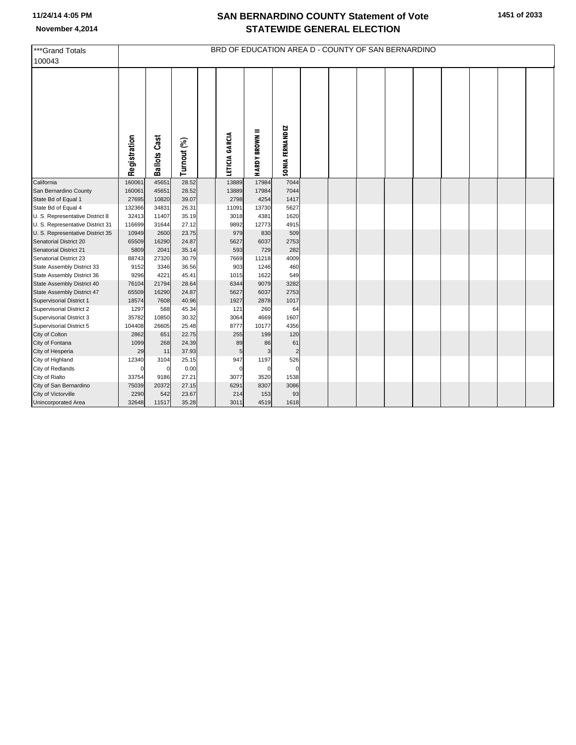# SAN BERNARDINO COUNTY Statement of Vote
## STATEWIDE GENERAL ELECTION

November 4,2014

| ***Grand Totals 100043 | BRD OF EDUCATION AREA D - COUNTY OF SAN BERNARDINO | | | | | | |
|---|---|---|---|---|---|---|---|
| | Registration | Ballots Cast | Turnout (%) | | LETICIA GARCIA | HARDY BROWN II | SONIA FERNANDEZ |
| California | 160061 | 45651 | 28.52 | | 13889 | 17984 | 7044 |
| San Bernardino County | 160061 | 45651 | 28.52 | | 13889 | 17984 | 7044 |
| State Bd of Equal 1 | 27695 | 10820 | 39.07 | | 2798 | 4254 | 1417 |
| State Bd of Equal 4 | 132366 | 34831 | 26.31 | | 11091 | 13730 | 5627 |
| U. S. Representative District 8 | 32413 | 11407 | 35.19 | | 3018 | 4381 | 1620 |
| U. S. Representative District 31 | 116699 | 31644 | 27.12 | | 9892 | 12773 | 4915 |
| U. S. Representative District 35 | 10949 | 2600 | 23.75 | | 979 | 830 | 509 |
| Senatorial District 20 | 65509 | 16290 | 24.87 | | 5627 | 6037 | 2753 |
| Senatorial District 21 | 5809 | 2041 | 35.14 | | 593 | 729 | 282 |
| Senatorial District 23 | 88743 | 27320 | 30.79 | | 7669 | 11218 | 4009 |
| State Assembly District 33 | 9152 | 3346 | 36.56 | | 903 | 1246 | 460 |
| State Assembly District 36 | 9296 | 4221 | 45.41 | | 1015 | 1622 | 549 |
| State Assembly District 40 | 76104 | 21794 | 28.64 | | 6344 | 9079 | 3282 |
| State Assembly District 47 | 65509 | 16290 | 24.87 | | 5627 | 6037 | 2753 |
| Supervisorial District 1 | 18574 | 7608 | 40.96 | | 1927 | 2878 | 1017 |
| Supervisorial District 2 | 1297 | 588 | 45.34 | | 121 | 260 | 64 |
| Supervisorial District 3 | 35782 | 10850 | 30.32 | | 3064 | 4669 | 1607 |
| Supervisorial District 5 | 104408 | 26605 | 25.48 | | 8777 | 10177 | 4356 |
| City of Colton | 2862 | 651 | 22.75 | | 255 | 199 | 120 |
| City of Fontana | 1099 | 268 | 24.39 | | 89 | 86 | 61 |
| City of Hesperia | 29 | 11 | 37.93 | | 5 | 3 | 2 |
| City of Highland | 12340 | 3104 | 25.15 | | 947 | 1197 | 526 |
| City of Redlands | 0 | 0 | 0.00 | | 0 | 0 | 0 |
| City of Rialto | 33754 | 9186 | 27.21 | | 3077 | 3520 | 1538 |
| City of San Bernardino | 75039 | 20372 | 27.15 | | 6291 | 8307 | 3086 |
| City of Victorville | 2290 | 542 | 23.67 | | 214 | 153 | 93 |
| Unincorporated Area | 32648 | 11517 | 35.28 | | 3011 | 4519 | 1618 |